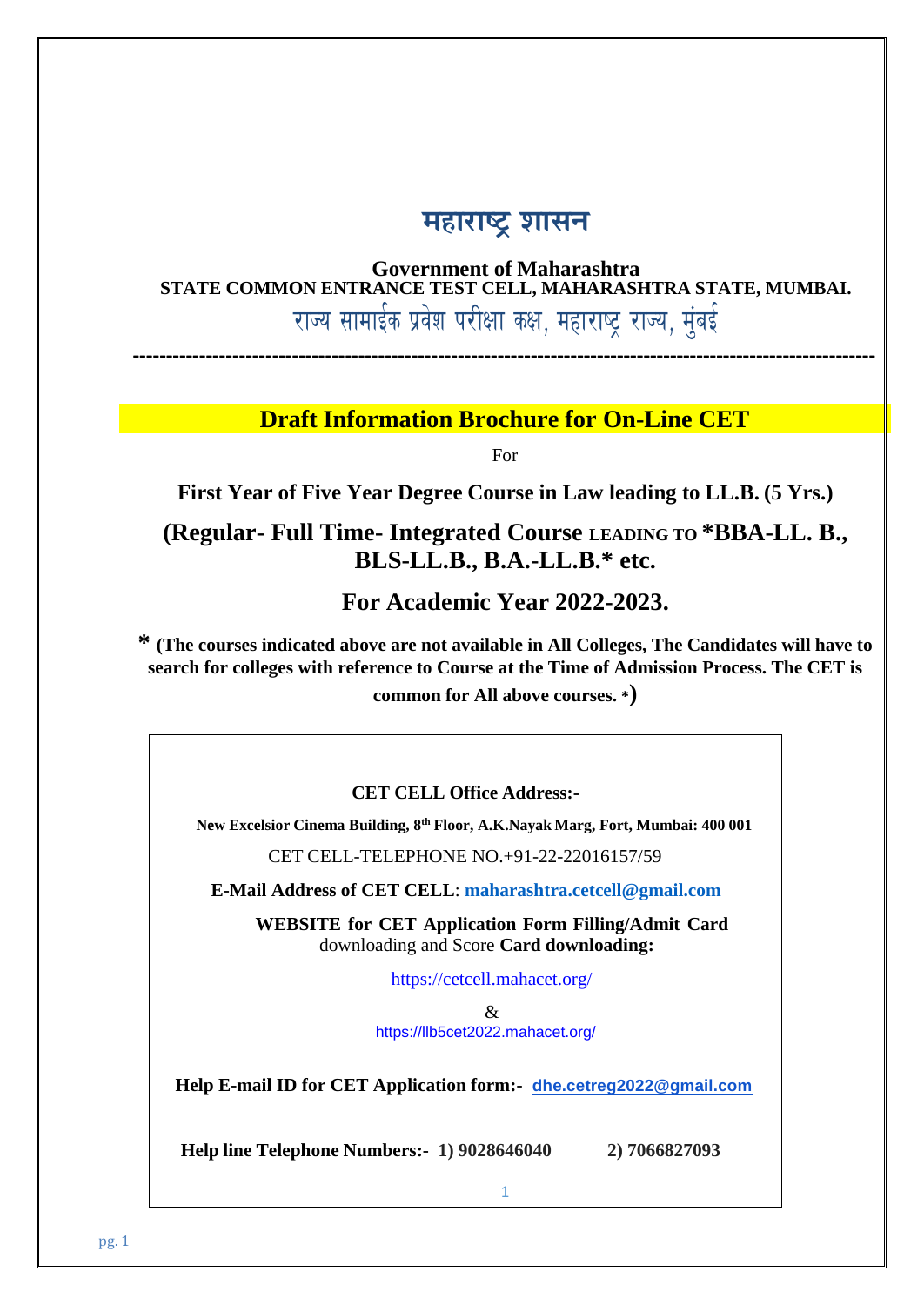# महाराष्ट्र शासन

**Government of Maharashtra**
**STATE COMMON ENTRANCE TEST CELL, MAHARASHTRA STATE, MUMBAI.**

राज्य सामाईक प्रवेश परीक्षा कक्ष, महाराष्ट्र राज्य, मुंबई

---

## Draft Information Brochure for On-Line CET

For

**First Year of Five Year Degree Course in Law leading to LL.B. (5 Yrs.)**

**(Regular- Full Time- Integrated Course LEADING TO *BBA-LL. B., BLS-LL.B., B.A.-LL.B.* etc.**

**For Academic Year 2022-2023.**

**\* (The courses indicated above are not available in All Colleges, The Candidates will have to search for colleges with reference to Course at the Time of Admission Process. The CET is common for All above courses. *)**

**CET CELL Office Address:-**

**New Excelsior Cinema Building, 8th Floor, A.K.Nayak Marg, Fort, Mumbai: 400 001**

CET CELL-TELEPHONE NO.+91-22-22016157/59

**E-Mail Address of CET CELL**: **maharashtra.cetcell@gmail.com**

**WEBSITE for CET Application Form Filling/Admit Card** downloading and Score **Card downloading:**

https://cetcell.mahacet.org/

&

https://llb5cet2022.mahacet.org/

**Help E-mail ID for CET Application form:- dhe.cetreg2022@gmail.com**

**Help line Telephone Numbers:- 1) 9028646040 2) 7066827093**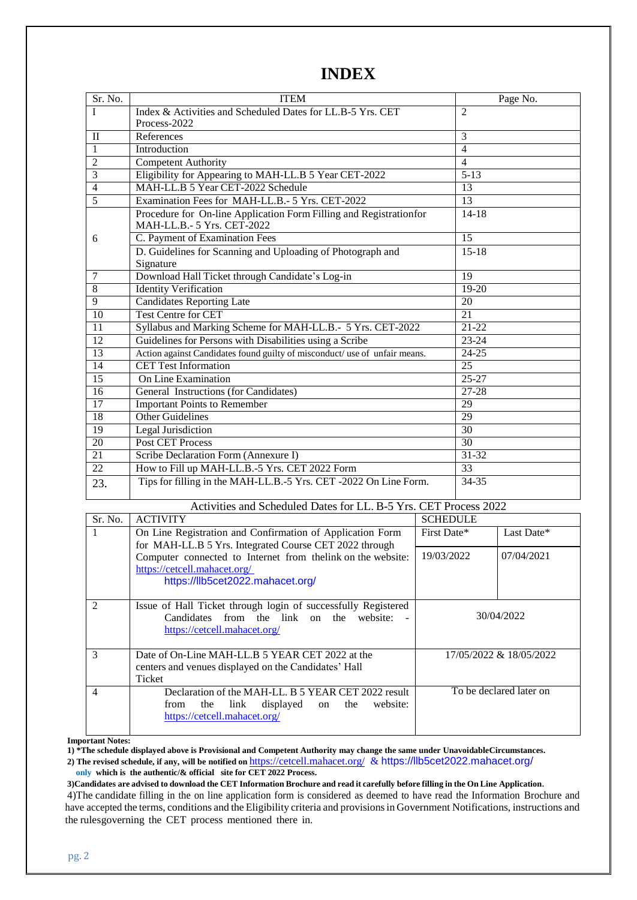# INDEX

| Sr. No. | ITEM | Page No. |
|---|---|---|
| I | Index & Activities and Scheduled Dates for LL.B-5 Yrs. CET Process-2022 | 2 |
| II | References | 3 |
| 1 | Introduction | 4 |
| 2 | Competent Authority | 4 |
| 3 | Eligibility for Appearing to MAH-LL.B 5 Year CET-2022 | 5-13 |
| 4 | MAH-LL.B 5 Year CET-2022 Schedule | 13 |
| 5 | Examination Fees for MAH-LL.B.- 5 Yrs. CET-2022 | 13 |
| 6 | Procedure for On-line Application Form Filling and Registrationfor MAH-LL.B.- 5 Yrs. CET-2022 | 14-18 |
| | C. Payment of Examination Fees | 15 |
| | D. Guidelines for Scanning and Uploading of Photograph and Signature | 15-18 |
| 7 | Download Hall Ticket through Candidate's Log-in | 19 |
| 8 | Identity Verification | 19-20 |
| 9 | Candidates Reporting Late | 20 |
| 10 | Test Centre for CET | 21 |
| 11 | Syllabus and Marking Scheme for MAH-LL.B.- 5 Yrs. CET-2022 | 21-22 |
| 12 | Guidelines for Persons with Disabilities using a Scribe | 23-24 |
| 13 | Action against Candidates found guilty of misconduct/ use of unfair means. | 24-25 |
| 14 | CET Test Information | 25 |
| 15 | On Line Examination | 25-27 |
| 16 | General Instructions (for Candidates) | 27-28 |
| 17 | Important Points to Remember | 29 |
| 18 | Other Guidelines | 29 |
| 19 | Legal Jurisdiction | 30 |
| 20 | Post CET Process | 30 |
| 21 | Scribe Declaration Form (Annexure I) | 31-32 |
| 22 | How to Fill up MAH-LL.B.-5 Yrs. CET 2022 Form | 33 |
| 23. | Tips for filling in the MAH-LL.B.-5 Yrs. CET -2022 On Line Form. | 34-35 |

Activities and Scheduled Dates for LL. B-5 Yrs. CET Process 2022

| Sr. No. | ACTIVITY | SCHEDULE | |
|---|---|---|---|
| | | First Date* | Last Date* |
| 1 | On Line Registration and Confirmation of Application Form for MAH-LL.B 5 Yrs. Integrated Course CET 2022 through Computer connected to Internet from thelink on the website: https://cetcell.mahacet.org/ https://llb5cet2022.mahacet.org/ | 19/03/2022 | 07/04/2021 |
| 2 | Issue of Hall Ticket through login of successfully Registered Candidates from the link on the website: - https://cetcell.mahacet.org/ | 30/04/2022 | |
| 3 | Date of On-Line MAH-LL.B 5 YEAR CET 2022 at the centers and venues displayed on the Candidates' Hall Ticket | 17/05/2022 & 18/05/2022 | |
| 4 | Declaration of the MAH-LL. B 5 YEAR CET 2022 result from the link displayed on the website: https://cetcell.mahacet.org/ | To be declared later on | |

**Important Notes:**

**1) \*The schedule displayed above is Provisional and Competent Authority may change the same under UnavoidableCircumstances.**

**2) The revised schedule, if any, will be notified on** https://cetcell.mahacet.org/ & https://llb5cet2022.mahacet.org/ **only which is the authentic/& official site for CET 2022 Process.**

**3)Candidates are advised to download the CET Information Brochure and read it carefully before filling in the On Line Application.**

4)The candidate filling in the on line application form is considered as deemed to have read the Information Brochure and have accepted the terms, conditions and the Eligibility criteria and provisions in Government Notifications, instructions and the rulesgoverning the CET process mentioned there in.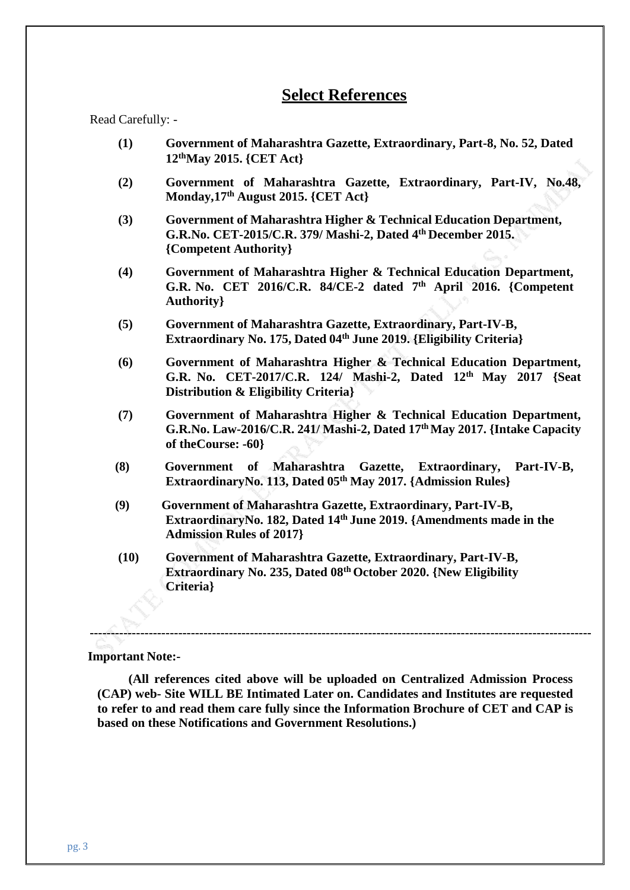## Select References

Read Carefully: -

**(1)** **Government of Maharashtra Gazette, Extraordinary, Part-8, No. 52, Dated 12thMay 2015. {CET Act}**

**(2)** **Government of Maharashtra Gazette, Extraordinary, Part-IV, No.48, Monday,17th August 2015. {CET Act}**

**(3)** **Government of Maharashtra Higher & Technical Education Department, G.R.No. CET-2015/C.R. 379/ Mashi-2, Dated 4th December 2015. {Competent Authority}**

**(4)** **Government of Maharashtra Higher & Technical Education Department, G.R. No. CET 2016/C.R. 84/CE-2 dated 7th April 2016. {Competent Authority}**

**(5)** **Government of Maharashtra Gazette, Extraordinary, Part-IV-B, Extraordinary No. 175, Dated 04th June 2019. {Eligibility Criteria}**

**(6)** **Government of Maharashtra Higher & Technical Education Department, G.R. No. CET-2017/C.R. 124/ Mashi-2, Dated 12th May 2017 {Seat Distribution & Eligibility Criteria}**

**(7)** **Government of Maharashtra Higher & Technical Education Department, G.R.No. Law-2016/C.R. 241/ Mashi-2, Dated 17th May 2017. {Intake Capacity of theCourse: -60}**

**(8)** **Government of Maharashtra Gazette, Extraordinary, Part-IV-B, ExtraordinaryNo. 113, Dated 05th May 2017. {Admission Rules}**

**(9)** **Government of Maharashtra Gazette, Extraordinary, Part-IV-B, ExtraordinaryNo. 182, Dated 14th June 2019. {Amendments made in the Admission Rules of 2017}**

**(10)** **Government of Maharashtra Gazette, Extraordinary, Part-IV-B, Extraordinary No. 235, Dated 08th October 2020. {New Eligibility Criteria}**

---

**Important Note:-**

**(All references cited above will be uploaded on Centralized Admission Process (CAP) web- Site WILL BE Intimated Later on. Candidates and Institutes are requested to refer to and read them care fully since the Information Brochure of CET and CAP is based on these Notifications and Government Resolutions.)**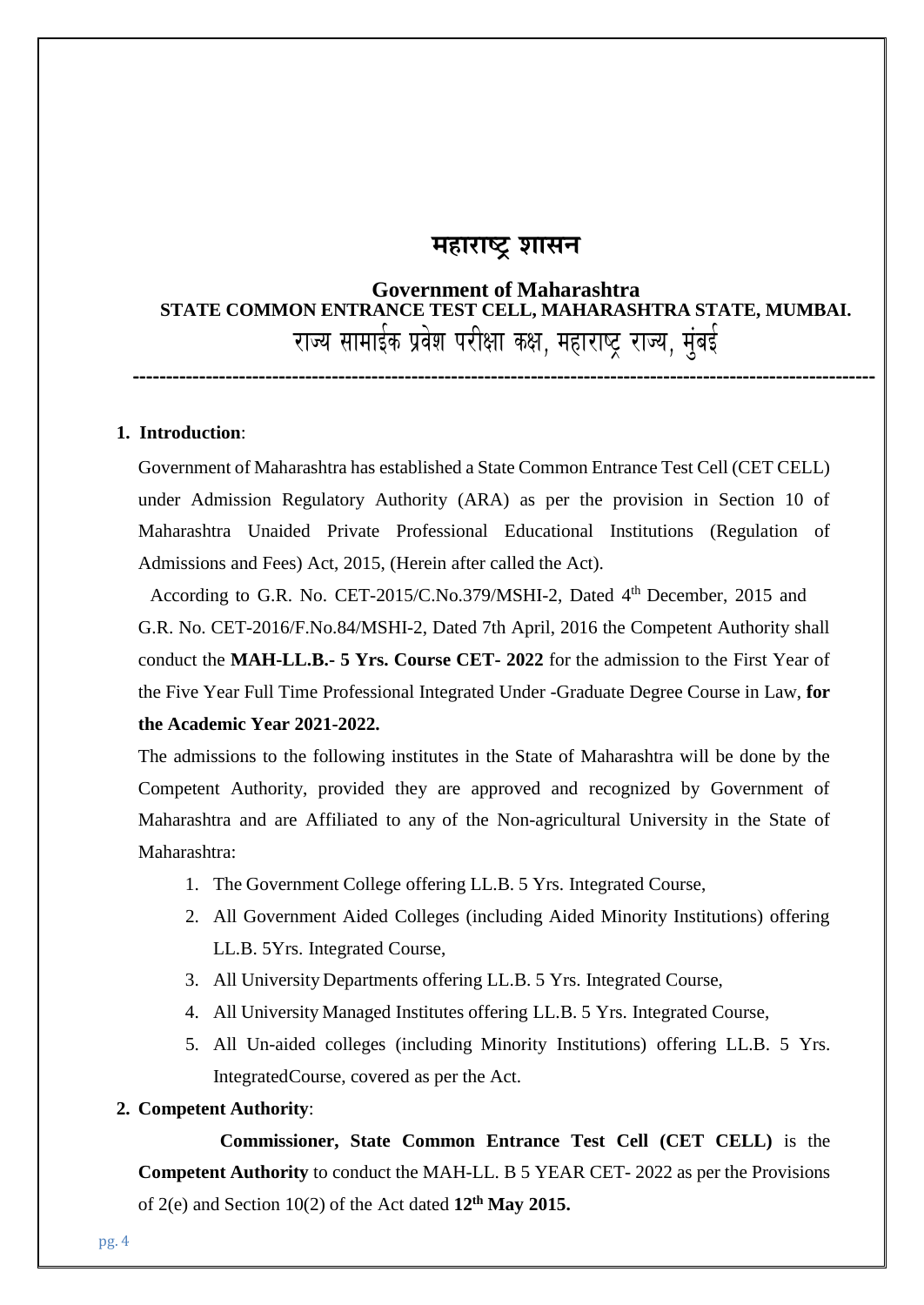# महाराष्ट्र शासन

## Government of Maharashtra

### STATE COMMON ENTRANCE TEST CELL, MAHARASHTRA STATE, MUMBAI.

### राज्य सामाईक प्रवेश परीक्षा कक्ष, महाराष्ट्र राज्य, मुंबई

---

**1. Introduction**:

Government of Maharashtra has established a State Common Entrance Test Cell (CET CELL) under Admission Regulatory Authority (ARA) as per the provision in Section 10 of Maharashtra Unaided Private Professional Educational Institutions (Regulation of Admissions and Fees) Act, 2015, (Herein after called the Act).

According to G.R. No. CET-2015/C.No.379/MSHI-2, Dated 4th December, 2015 and G.R. No. CET-2016/F.No.84/MSHI-2, Dated 7th April, 2016 the Competent Authority shall conduct the **MAH-LL.B.- 5 Yrs. Course CET- 2022** for the admission to the First Year of the Five Year Full Time Professional Integrated Under -Graduate Degree Course in Law, **for the Academic Year 2021-2022.**

The admissions to the following institutes in the State of Maharashtra will be done by the Competent Authority, provided they are approved and recognized by Government of Maharashtra and are Affiliated to any of the Non-agricultural University in the State of Maharashtra:

1. The Government College offering LL.B. 5 Yrs. Integrated Course,
2. All Government Aided Colleges (including Aided Minority Institutions) offering LL.B. 5Yrs. Integrated Course,
3. All University Departments offering LL.B. 5 Yrs. Integrated Course,
4. All University Managed Institutes offering LL.B. 5 Yrs. Integrated Course,
5. All Un-aided colleges (including Minority Institutions) offering LL.B. 5 Yrs. IntegratedCourse, covered as per the Act.

**2. Competent Authority**:

**Commissioner, State Common Entrance Test Cell (CET CELL)** is the **Competent Authority** to conduct the MAH-LL. B 5 YEAR CET- 2022 as per the Provisions of 2(e) and Section 10(2) of the Act dated **12th May 2015.**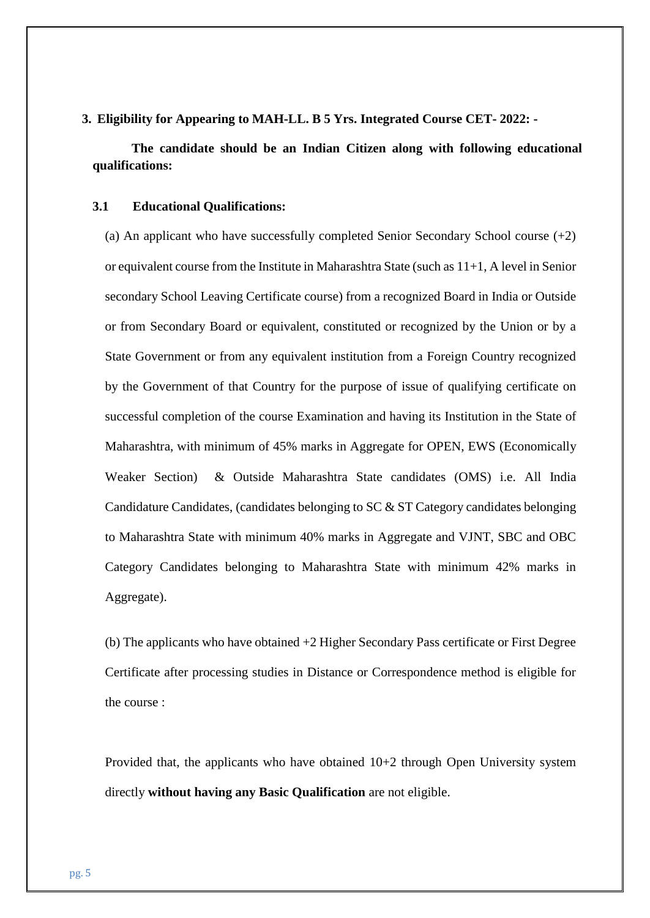## 3. Eligibility for Appearing to MAH-LL. B 5 Yrs. Integrated Course CET- 2022: -

**The candidate should be an Indian Citizen along with following educational qualifications:**

### 3.1 Educational Qualifications:

(a) An applicant who have successfully completed Senior Secondary School course (+2) or equivalent course from the Institute in Maharashtra State (such as 11+1, A level in Senior secondary School Leaving Certificate course) from a recognized Board in India or Outside or from Secondary Board or equivalent, constituted or recognized by the Union or by a State Government or from any equivalent institution from a Foreign Country recognized by the Government of that Country for the purpose of issue of qualifying certificate on successful completion of the course Examination and having its Institution in the State of Maharashtra, with minimum of 45% marks in Aggregate for OPEN, EWS (Economically Weaker Section) & Outside Maharashtra State candidates (OMS) i.e. All India Candidature Candidates, (candidates belonging to SC & ST Category candidates belonging to Maharashtra State with minimum 40% marks in Aggregate and VJNT, SBC and OBC Category Candidates belonging to Maharashtra State with minimum 42% marks in Aggregate).

(b) The applicants who have obtained +2 Higher Secondary Pass certificate or First Degree Certificate after processing studies in Distance or Correspondence method is eligible for the course :

Provided that, the applicants who have obtained 10+2 through Open University system directly **without having any Basic Qualification** are not eligible.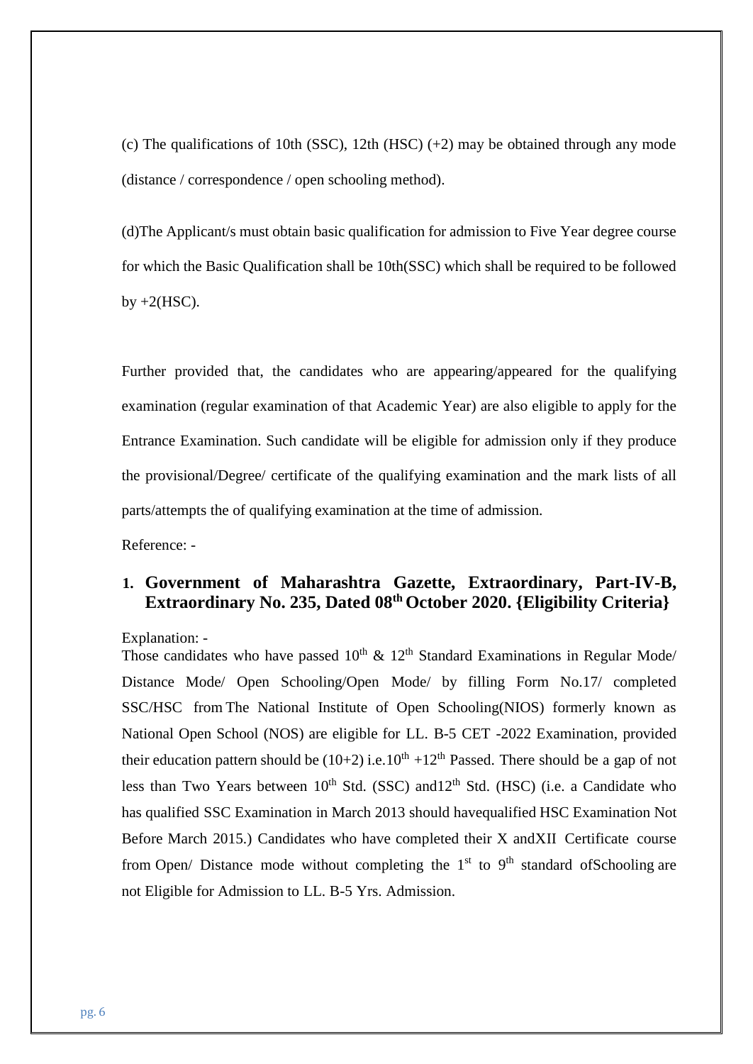(c) The qualifications of 10th (SSC), 12th (HSC) (+2) may be obtained through any mode (distance / correspondence / open schooling method).

(d)The Applicant/s must obtain basic qualification for admission to Five Year degree course for which the Basic Qualification shall be 10th(SSC) which shall be required to be followed by +2(HSC).

Further provided that, the candidates who are appearing/appeared for the qualifying examination (regular examination of that Academic Year) are also eligible to apply for the Entrance Examination. Such candidate will be eligible for admission only if they produce the provisional/Degree/ certificate of the qualifying examination and the mark lists of all parts/attempts the of qualifying examination at the time of admission.

Reference: -

1. **Government of Maharashtra Gazette, Extraordinary, Part-IV-B, Extraordinary No. 235, Dated 08th October 2020. {Eligibility Criteria}**

Explanation: -

Those candidates who have passed 10th & 12th Standard Examinations in Regular Mode/ Distance Mode/ Open Schooling/Open Mode/ by filling Form No.17/ completed SSC/HSC from The National Institute of Open Schooling(NIOS) formerly known as National Open School (NOS) are eligible for LL. B-5 CET -2022 Examination, provided their education pattern should be (10+2) i.e.10th +12th Passed. There should be a gap of not less than Two Years between 10th Std. (SSC) and12th Std. (HSC) (i.e. a Candidate who has qualified SSC Examination in March 2013 should havequalified HSC Examination Not Before March 2015.) Candidates who have completed their X andXII Certificate course from Open/ Distance mode without completing the 1st to 9th standard ofSchooling are not Eligible for Admission to LL. B-5 Yrs. Admission.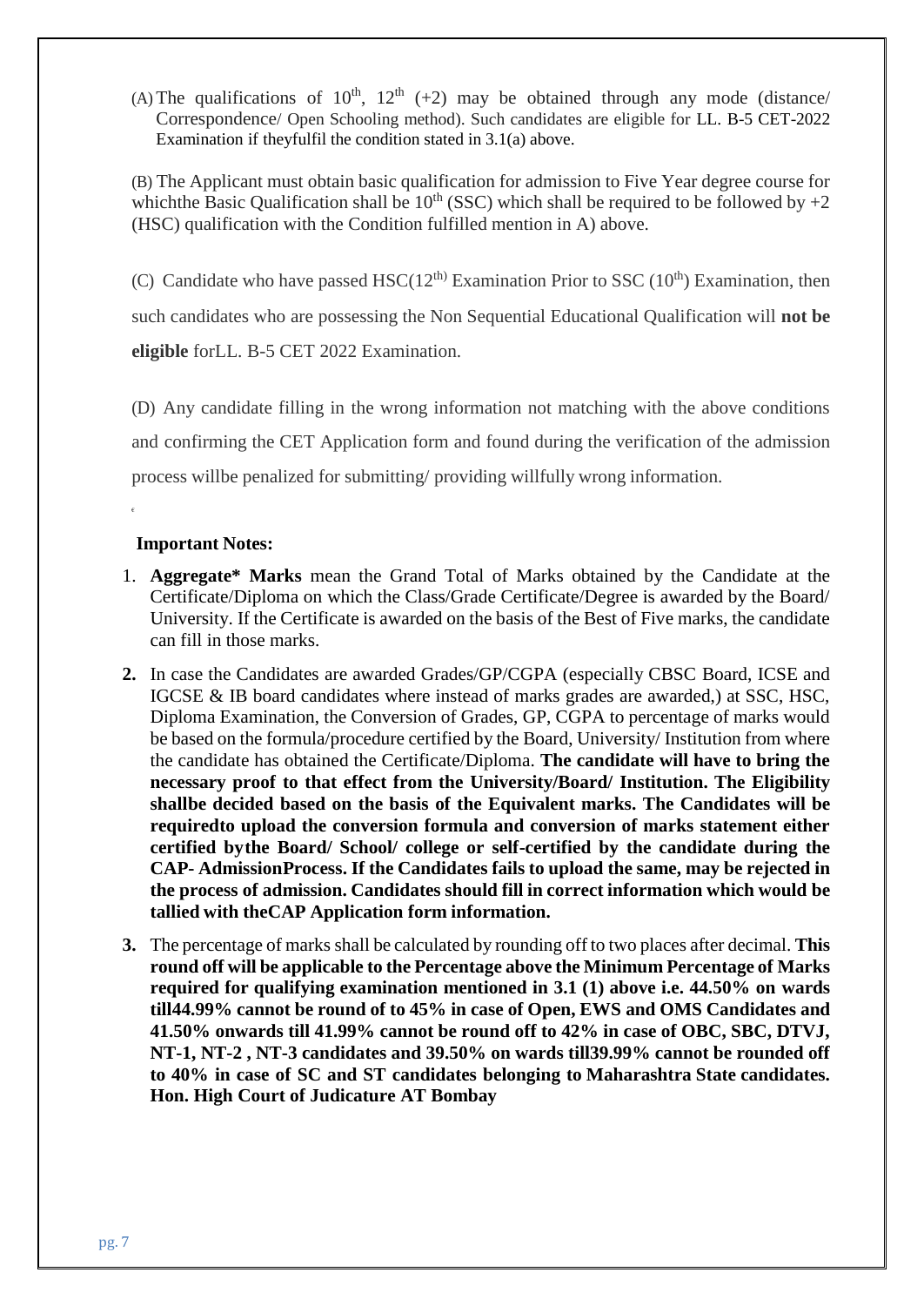(A) The qualifications of 10th, 12th (+2) may be obtained through any mode (distance/ Correspondence/ Open Schooling method). Such candidates are eligible for LL. B-5 CET-2022 Examination if theyfulfil the condition stated in 3.1(a) above.

(B) The Applicant must obtain basic qualification for admission to Five Year degree course for whichthe Basic Qualification shall be 10th (SSC) which shall be required to be followed by +2 (HSC) qualification with the Condition fulfilled mention in A) above.

(C) Candidate who have passed HSC(12th) Examination Prior to SSC (10th) Examination, then such candidates who are possessing the Non Sequential Educational Qualification will **not be eligible** forLL. B-5 CET 2022 Examination.

(D) Any candidate filling in the wrong information not matching with the above conditions and confirming the CET Application form and found during the verification of the admission process willbe penalized for submitting/ providing willfully wrong information.

**Important Notes:**

1. **Aggregate* Marks** mean the Grand Total of Marks obtained by the Candidate at the Certificate/Diploma on which the Class/Grade Certificate/Degree is awarded by the Board/ University. If the Certificate is awarded on the basis of the Best of Five marks, the candidate can fill in those marks.
2. In case the Candidates are awarded Grades/GP/CGPA (especially CBSC Board, ICSE and IGCSE & IB board candidates where instead of marks grades are awarded,) at SSC, HSC, Diploma Examination, the Conversion of Grades, GP, CGPA to percentage of marks would be based on the formula/procedure certified by the Board, University/ Institution from where the candidate has obtained the Certificate/Diploma. **The candidate will have to bring the necessary proof to that effect from the University/Board/ Institution. The Eligibility shallbe decided based on the basis of the Equivalent marks. The Candidates will be requiredto upload the conversion formula and conversion of marks statement either certified bythe Board/ School/ college or self-certified by the candidate during the CAP- AdmissionProcess. If the Candidates fails to upload the same, may be rejected in the process of admission. Candidates should fill in correct information which would be tallied with theCAP Application form information.**
3. The percentage of marks shall be calculated by rounding off to two places after decimal. **This round off will be applicable to the Percentage above the Minimum Percentage of Marks required for qualifying examination mentioned in 3.1 (1) above i.e. 44.50% on wards till44.99% cannot be round of to 45% in case of Open, EWS and OMS Candidates and 41.50% onwards till 41.99% cannot be round off to 42% in case of OBC, SBC, DTVJ, NT-1, NT-2 , NT-3 candidates and 39.50% on wards till39.99% cannot be rounded off to 40% in case of SC and ST candidates belonging to Maharashtra State candidates. Hon. High Court of Judicature AT Bombay**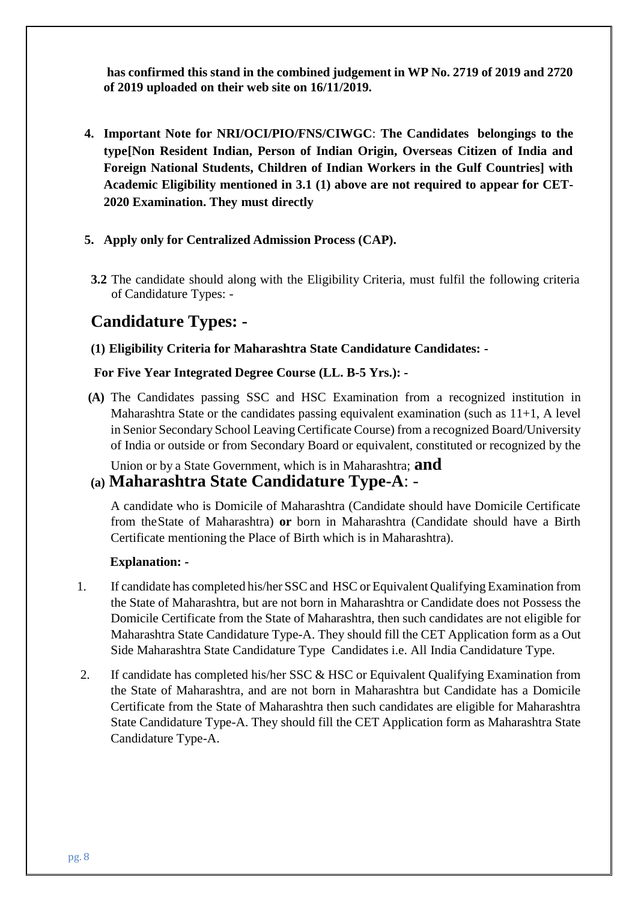**has confirmed this stand in the combined judgement in WP No. 2719 of 2019 and 2720 of 2019 uploaded on their web site on 16/11/2019.**

4. **Important Note for NRI/OCI/PIO/FNS/CIWGC**: **The Candidates belongings to the type[Non Resident Indian, Person of Indian Origin, Overseas Citizen of India and Foreign National Students, Children of Indian Workers in the Gulf Countries] with Academic Eligibility mentioned in 3.1 (1) above are not required to appear for CET-2020 Examination. They must directly**

5. **Apply only for Centralized Admission Process (CAP).**

**3.2** The candidate should along with the Eligibility Criteria, must fulfil the following criteria of Candidature Types: -

## Candidature Types: -

**(1) Eligibility Criteria for Maharashtra State Candidature Candidates: -**

**For Five Year Integrated Degree Course (LL. B-5 Yrs.): -**

**(A)** The Candidates passing SSC and HSC Examination from a recognized institution in Maharashtra State or the candidates passing equivalent examination (such as 11+1, A level in Senior Secondary School Leaving Certificate Course) from a recognized Board/University of India or outside or from Secondary Board or equivalent, constituted or recognized by the Union or by a State Government, which is in Maharashtra; **and**

### (a) Maharashtra State Candidature Type-A: -

A candidate who is Domicile of Maharashtra (Candidate should have Domicile Certificate from the State of Maharashtra) **or** born in Maharashtra (Candidate should have a Birth Certificate mentioning the Place of Birth which is in Maharashtra).

**Explanation: -**

1. If candidate has completed his/her SSC and HSC or Equivalent Qualifying Examination from the State of Maharashtra, but are not born in Maharashtra or Candidate does not Possess the Domicile Certificate from the State of Maharashtra, then such candidates are not eligible for Maharashtra State Candidature Type-A. They should fill the CET Application form as a Out Side Maharashtra State Candidature Type Candidates i.e. All India Candidature Type.

2. If candidate has completed his/her SSC & HSC or Equivalent Qualifying Examination from the State of Maharashtra, and are not born in Maharashtra but Candidate has a Domicile Certificate from the State of Maharashtra then such candidates are eligible for Maharashtra State Candidature Type-A. They should fill the CET Application form as Maharashtra State Candidature Type-A.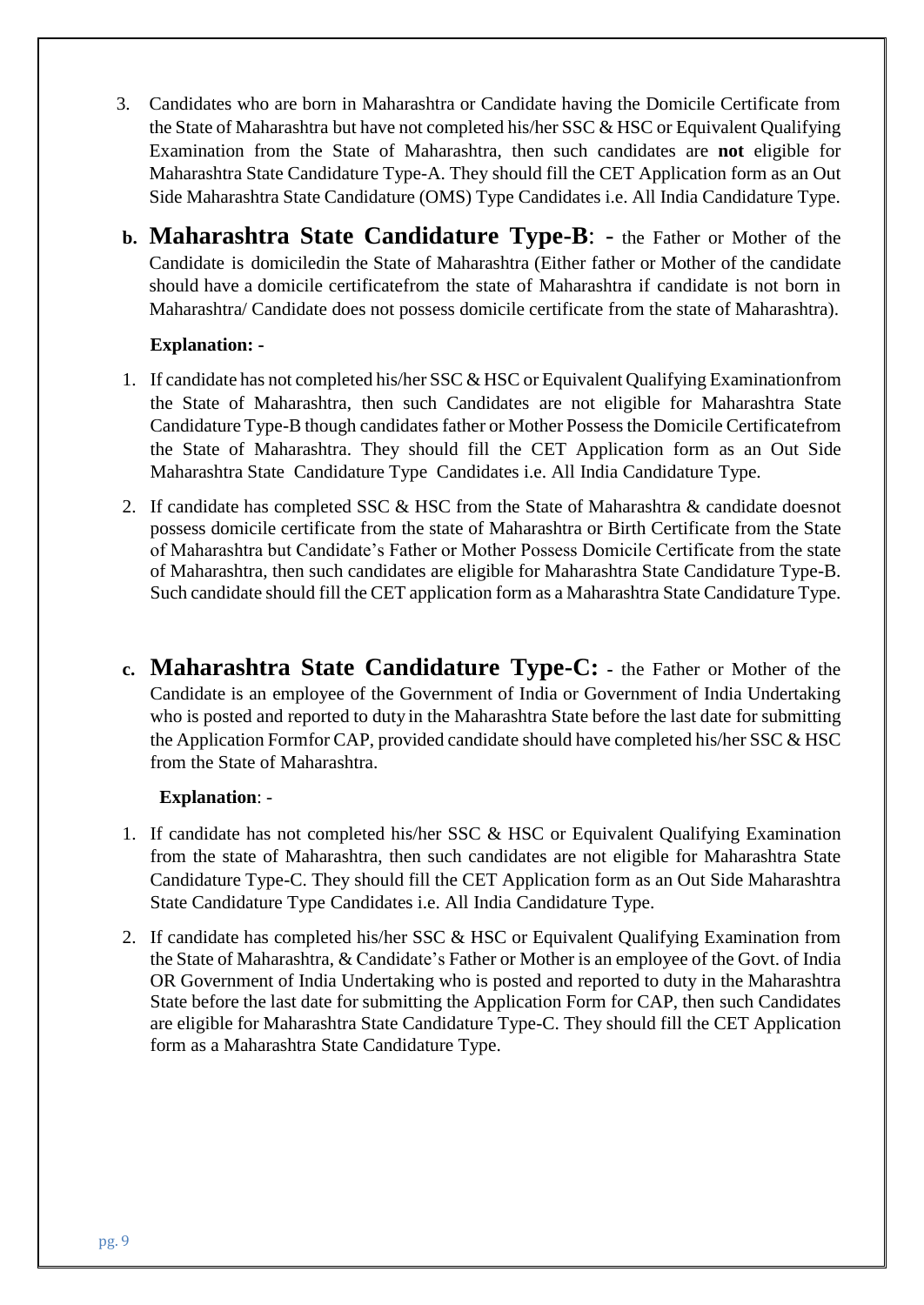3. Candidates who are born in Maharashtra or Candidate having the Domicile Certificate from the State of Maharashtra but have not completed his/her SSC & HSC or Equivalent Qualifying Examination from the State of Maharashtra, then such candidates are **not** eligible for Maharashtra State Candidature Type-A. They should fill the CET Application form as an Out Side Maharashtra State Candidature (OMS) Type Candidates i.e. All India Candidature Type.

**b. Maharashtra State Candidature Type-B**: - the Father or Mother of the Candidate is domiciledin the State of Maharashtra (Either father or Mother of the candidate should have a domicile certificatefrom the state of Maharashtra if candidate is not born in Maharashtra/ Candidate does not possess domicile certificate from the state of Maharashtra).

**Explanation: -**

1. If candidate has not completed his/her SSC & HSC or Equivalent Qualifying Examinationfrom the State of Maharashtra, then such Candidates are not eligible for Maharashtra State Candidature Type-B though candidates father or Mother Possess the Domicile Certificatefrom the State of Maharashtra. They should fill the CET Application form as an Out Side Maharashtra State Candidature Type Candidates i.e. All India Candidature Type.
2. If candidate has completed SSC & HSC from the State of Maharashtra & candidate doesnot possess domicile certificate from the state of Maharashtra or Birth Certificate from the State of Maharashtra but Candidate's Father or Mother Possess Domicile Certificate from the state of Maharashtra, then such candidates are eligible for Maharashtra State Candidature Type-B. Such candidate should fill the CET application form as a Maharashtra State Candidature Type.

**c. Maharashtra State Candidature Type-C:** - the Father or Mother of the Candidate is an employee of the Government of India or Government of India Undertaking who is posted and reported to duty in the Maharashtra State before the last date for submitting the Application Formfor CAP, provided candidate should have completed his/her SSC & HSC from the State of Maharashtra.

**Explanation**: -

1. If candidate has not completed his/her SSC & HSC or Equivalent Qualifying Examination from the state of Maharashtra, then such candidates are not eligible for Maharashtra State Candidature Type-C. They should fill the CET Application form as an Out Side Maharashtra State Candidature Type Candidates i.e. All India Candidature Type.
2. If candidate has completed his/her SSC & HSC or Equivalent Qualifying Examination from the State of Maharashtra, & Candidate's Father or Mother is an employee of the Govt. of India OR Government of India Undertaking who is posted and reported to duty in the Maharashtra State before the last date for submitting the Application Form for CAP, then such Candidates are eligible for Maharashtra State Candidature Type-C. They should fill the CET Application form as a Maharashtra State Candidature Type.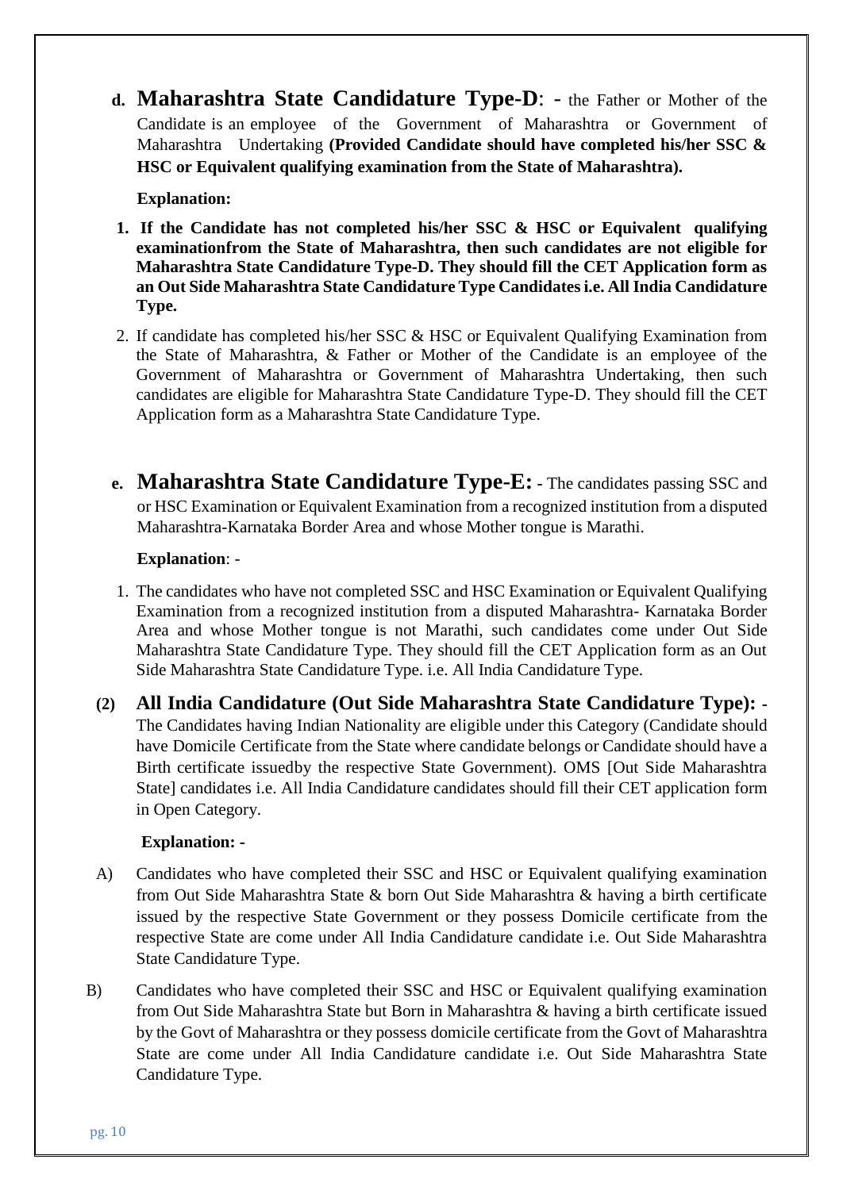**d. Maharashtra State Candidature Type-D**: - the Father or Mother of the Candidate is an employee of the Government of Maharashtra or Government of Maharashtra Undertaking **(Provided Candidate should have completed his/her SSC & HSC or Equivalent qualifying examination from the State of Maharashtra).**

**Explanation:**

1. **If the Candidate has not completed his/her SSC & HSC or Equivalent qualifying examinationfrom the State of Maharashtra, then such candidates are not eligible for Maharashtra State Candidature Type-D. They should fill the CET Application form as an Out Side Maharashtra State Candidature Type Candidates i.e. All India Candidature Type.**
2. If candidate has completed his/her SSC & HSC or Equivalent Qualifying Examination from the State of Maharashtra, & Father or Mother of the Candidate is an employee of the Government of Maharashtra or Government of Maharashtra Undertaking, then such candidates are eligible for Maharashtra State Candidature Type-D. They should fill the CET Application form as a Maharashtra State Candidature Type.

**e. Maharashtra State Candidature Type-E:** - The candidates passing SSC and or HSC Examination or Equivalent Examination from a recognized institution from a disputed Maharashtra-Karnataka Border Area and whose Mother tongue is Marathi.

**Explanation**: -

1. The candidates who have not completed SSC and HSC Examination or Equivalent Qualifying Examination from a recognized institution from a disputed Maharashtra- Karnataka Border Area and whose Mother tongue is not Marathi, such candidates come under Out Side Maharashtra State Candidature Type. They should fill the CET Application form as an Out Side Maharashtra State Candidature Type. i.e. All India Candidature Type.

**(2) All India Candidature (Out Side Maharashtra State Candidature Type):** - The Candidates having Indian Nationality are eligible under this Category (Candidate should have Domicile Certificate from the State where candidate belongs or Candidate should have a Birth certificate issuedby the respective State Government). OMS [Out Side Maharashtra State] candidates i.e. All India Candidature candidates should fill their CET application form in Open Category.

**Explanation:** -

A) Candidates who have completed their SSC and HSC or Equivalent qualifying examination from Out Side Maharashtra State & born Out Side Maharashtra & having a birth certificate issued by the respective State Government or they possess Domicile certificate from the respective State are come under All India Candidature candidate i.e. Out Side Maharashtra State Candidature Type.

B) Candidates who have completed their SSC and HSC or Equivalent qualifying examination from Out Side Maharashtra State but Born in Maharashtra & having a birth certificate issued by the Govt of Maharashtra or they possess domicile certificate from the Govt of Maharashtra State are come under All India Candidature candidate i.e. Out Side Maharashtra State Candidature Type.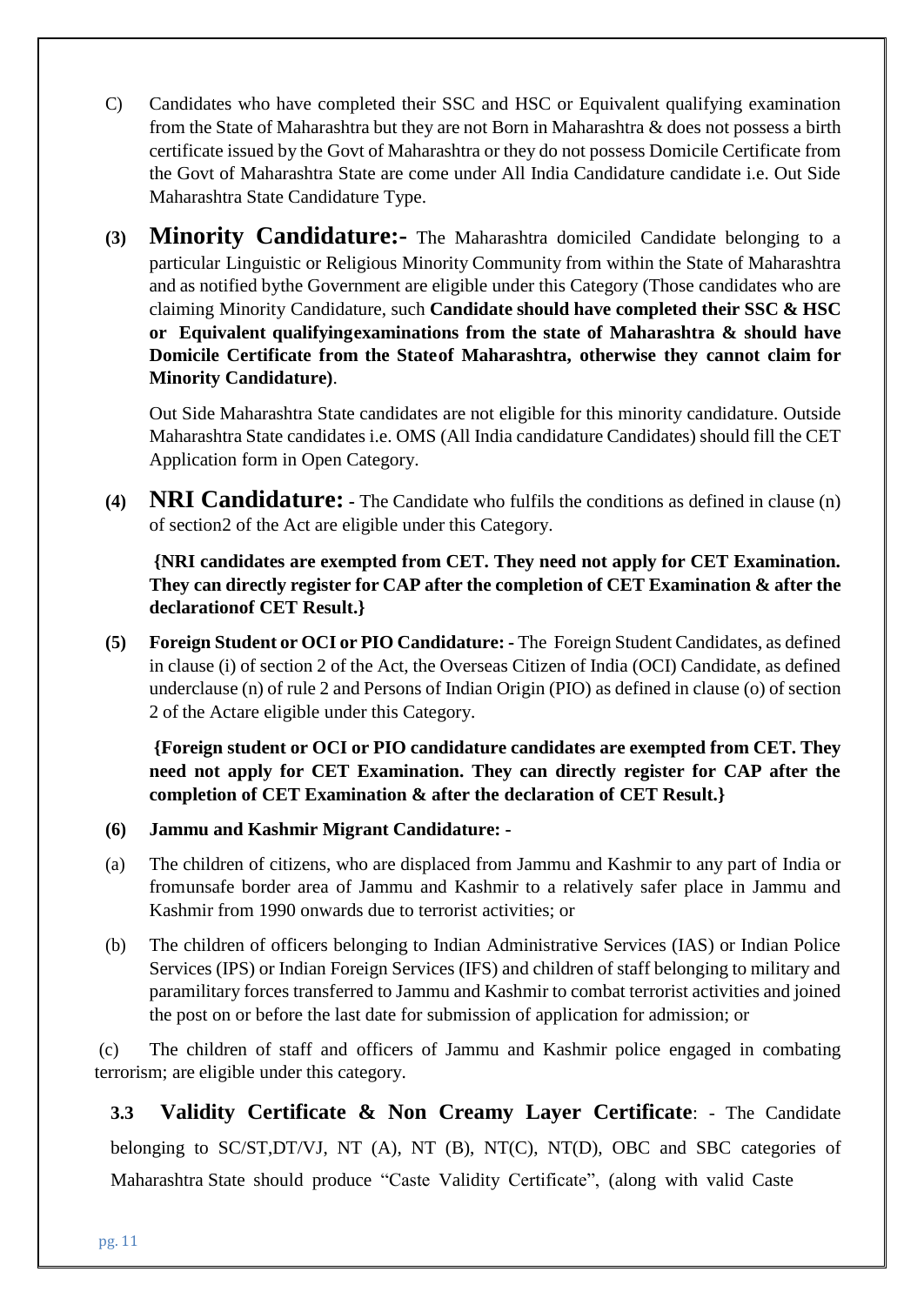C) Candidates who have completed their SSC and HSC or Equivalent qualifying examination from the State of Maharashtra but they are not Born in Maharashtra & does not possess a birth certificate issued by the Govt of Maharashtra or they do not possess Domicile Certificate from the Govt of Maharashtra State are come under All India Candidature candidate i.e. Out Side Maharashtra State Candidature Type.

**(3) Minority Candidature:-** The Maharashtra domiciled Candidate belonging to a particular Linguistic or Religious Minority Community from within the State of Maharashtra and as notified bythe Government are eligible under this Category (Those candidates who are claiming Minority Candidature, such **Candidate should have completed their SSC & HSC or Equivalent qualifyingexaminations from the state of Maharashtra & should have Domicile Certificate from the Stateof Maharashtra, otherwise they cannot claim for Minority Candidature)**.

Out Side Maharashtra State candidates are not eligible for this minority candidature. Outside Maharashtra State candidates i.e. OMS (All India candidature Candidates) should fill the CET Application form in Open Category.

**(4) NRI Candidature:** - The Candidate who fulfils the conditions as defined in clause (n) of section2 of the Act are eligible under this Category.

**{NRI candidates are exempted from CET. They need not apply for CET Examination. They can directly register for CAP after the completion of CET Examination & after the declarationof CET Result.}**

**(5) Foreign Student or OCI or PIO Candidature: -** The Foreign Student Candidates, as defined in clause (i) of section 2 of the Act, the Overseas Citizen of India (OCI) Candidate, as defined underclause (n) of rule 2 and Persons of Indian Origin (PIO) as defined in clause (o) of section 2 of the Actare eligible under this Category.

**{Foreign student or OCI or PIO candidature candidates are exempted from CET. They need not apply for CET Examination. They can directly register for CAP after the completion of CET Examination & after the declaration of CET Result.}**

**(6) Jammu and Kashmir Migrant Candidature: -**

(a) The children of citizens, who are displaced from Jammu and Kashmir to any part of India or fromunsafe border area of Jammu and Kashmir to a relatively safer place in Jammu and Kashmir from 1990 onwards due to terrorist activities; or

(b) The children of officers belonging to Indian Administrative Services (IAS) or Indian Police Services (IPS) or Indian Foreign Services (IFS) and children of staff belonging to military and paramilitary forces transferred to Jammu and Kashmir to combat terrorist activities and joined the post on or before the last date for submission of application for admission; or

(c) The children of staff and officers of Jammu and Kashmir police engaged in combating terrorism; are eligible under this category.

**3.3 Validity Certificate & Non Creamy Layer Certificate**: - The Candidate belonging to SC/ST,DT/VJ, NT (A), NT (B), NT(C), NT(D), OBC and SBC categories of Maharashtra State should produce "Caste Validity Certificate", (along with valid Caste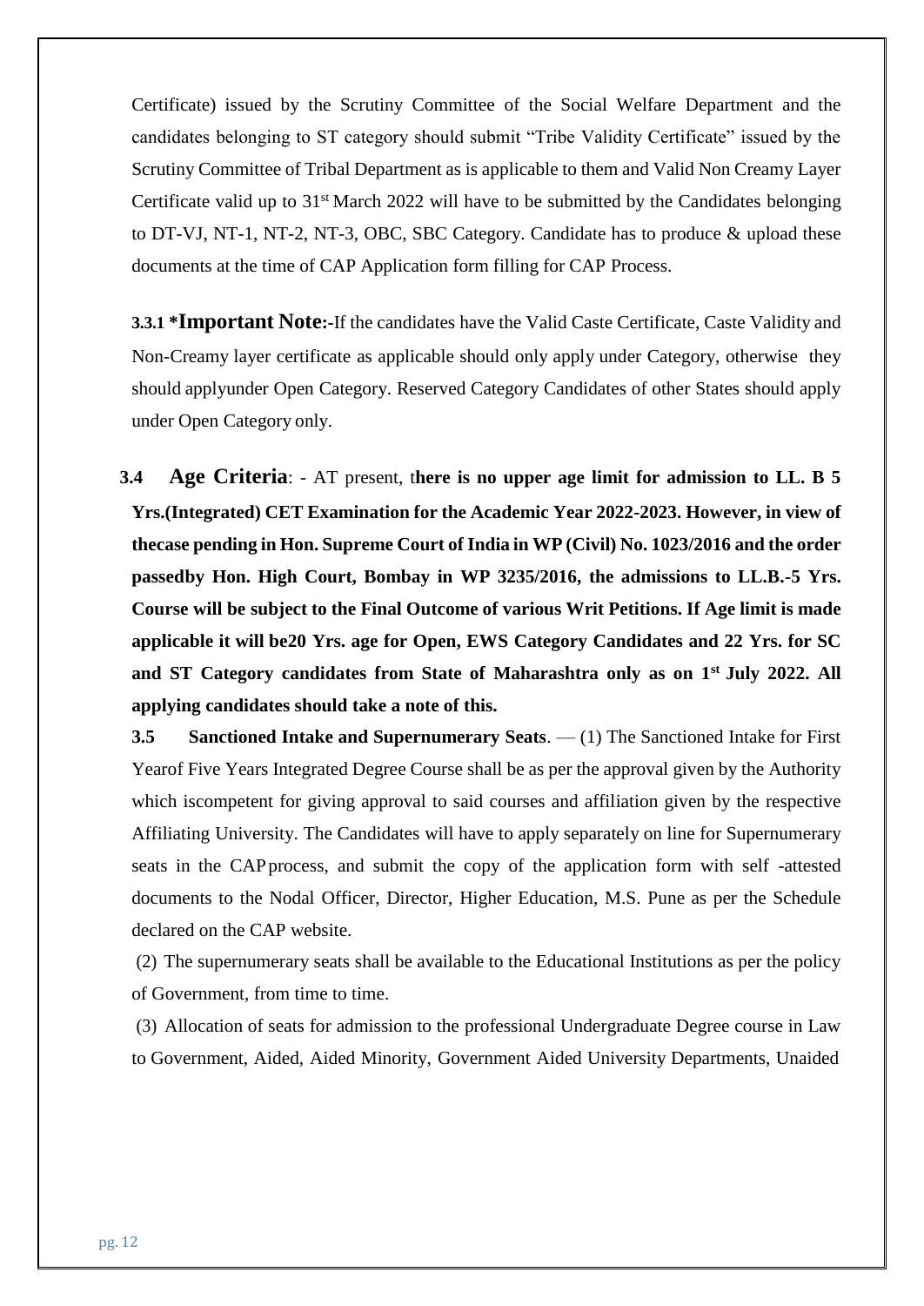Certificate) issued by the Scrutiny Committee of the Social Welfare Department and the candidates belonging to ST category should submit "Tribe Validity Certificate" issued by the Scrutiny Committee of Tribal Department as is applicable to them and Valid Non Creamy Layer Certificate valid up to 31st March 2022 will have to be submitted by the Candidates belonging to DT-VJ, NT-1, NT-2, NT-3, OBC, SBC Category. Candidate has to produce & upload these documents at the time of CAP Application form filling for CAP Process.

**3.3.1 *Important Note:-**If the candidates have the Valid Caste Certificate, Caste Validity and Non-Creamy layer certificate as applicable should only apply under Category, otherwise they should applyunder Open Category. Reserved Category Candidates of other States should apply under Open Category only.

**3.4 Age Criteria**: - AT present, t**here is no upper age limit for admission to LL. B 5 Yrs.(Integrated) CET Examination for the Academic Year 2022-2023. However, in view of thecase pending in Hon. Supreme Court of India in WP (Civil) No. 1023/2016 and the order passedby Hon. High Court, Bombay in WP 3235/2016, the admissions to LL.B.-5 Yrs. Course will be subject to the Final Outcome of various Writ Petitions. If Age limit is made applicable it will be20 Yrs. age for Open, EWS Category Candidates and 22 Yrs. for SC and ST Category candidates from State of Maharashtra only as on 1st July 2022. All applying candidates should take a note of this.**

**3.5 Sanctioned Intake and Supernumerary Seats**. — (1) The Sanctioned Intake for First Yearof Five Years Integrated Degree Course shall be as per the approval given by the Authority which iscompetent for giving approval to said courses and affiliation given by the respective Affiliating University. The Candidates will have to apply separately on line for Supernumerary seats in the CAP process, and submit the copy of the application form with self -attested documents to the Nodal Officer, Director, Higher Education, M.S. Pune as per the Schedule declared on the CAP website.

(2) The supernumerary seats shall be available to the Educational Institutions as per the policy of Government, from time to time.

(3) Allocation of seats for admission to the professional Undergraduate Degree course in Law to Government, Aided, Aided Minority, Government Aided University Departments, Unaided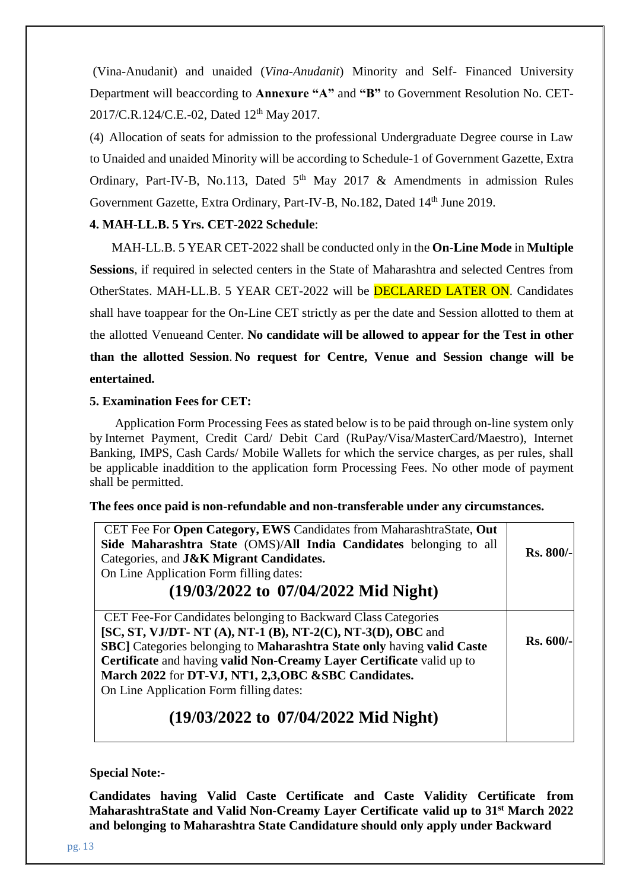(Vina-Anudanit) and unaided (*Vina-Anudanit*) Minority and Self- Financed University Department will beaccording to **Annexure "A"** and **"B"** to Government Resolution No. CET-2017/C.R.124/C.E.-02, Dated 12th May 2017.

(4) Allocation of seats for admission to the professional Undergraduate Degree course in Law to Unaided and unaided Minority will be according to Schedule-1 of Government Gazette, Extra Ordinary, Part-IV-B, No.113, Dated 5th May 2017 & Amendments in admission Rules Government Gazette, Extra Ordinary, Part-IV-B, No.182, Dated 14th June 2019.

### 4. MAH-LL.B. 5 Yrs. CET-2022 Schedule:

MAH-LL.B. 5 YEAR CET-2022 shall be conducted only in the **On-Line Mode** in **Multiple Sessions**, if required in selected centers in the State of Maharashtra and selected Centres from OtherStates. MAH-LL.B. 5 YEAR CET-2022 will be DECLARED LATER ON. Candidates shall have toappear for the On-Line CET strictly as per the date and Session allotted to them at the allotted Venueand Center. **No candidate will be allowed to appear for the Test in other than the allotted Session**. **No request for Centre, Venue and Session change will be entertained.**

### 5. Examination Fees for CET:

Application Form Processing Fees as stated below is to be paid through on-line system only by Internet Payment, Credit Card/ Debit Card (RuPay/Visa/MasterCard/Maestro), Internet Banking, IMPS, Cash Cards/ Mobile Wallets for which the service charges, as per rules, shall be applicable inaddition to the application form Processing Fees. No other mode of payment shall be permitted.

**The fees once paid is non-refundable and non-transferable under any circumstances.**

| | |
|---|---|
| CET Fee For **Open Category, EWS** Candidates from MaharashtraState, **Out Side Maharashtra State** (OMS)/**All India Candidates** belonging to all Categories, and **J&K Migrant Candidates.** On Line Application Form filling dates: **(19/03/2022 to 07/04/2022 Mid Night)** | **Rs. 800/-** |
| CET Fee-For Candidates belonging to Backward Class Categories **[SC, ST, VJ/DT- NT (A), NT-1 (B), NT-2(C), NT-3(D), OBC** and **SBC]** Categories belonging to **Maharashtra State only** having **valid Caste Certificate** and having **valid Non-Creamy Layer Certificate** valid up to **March 2022** for **DT-VJ, NT1, 2,3,OBC &SBC Candidates.** On Line Application Form filling dates: **(19/03/2022 to 07/04/2022 Mid Night)** | **Rs. 600/-** |

**Special Note:-**

**Candidates having Valid Caste Certificate and Caste Validity Certificate from MaharashtraState and Valid Non-Creamy Layer Certificate valid up to 31st March 2022 and belonging to Maharashtra State Candidature should only apply under Backward**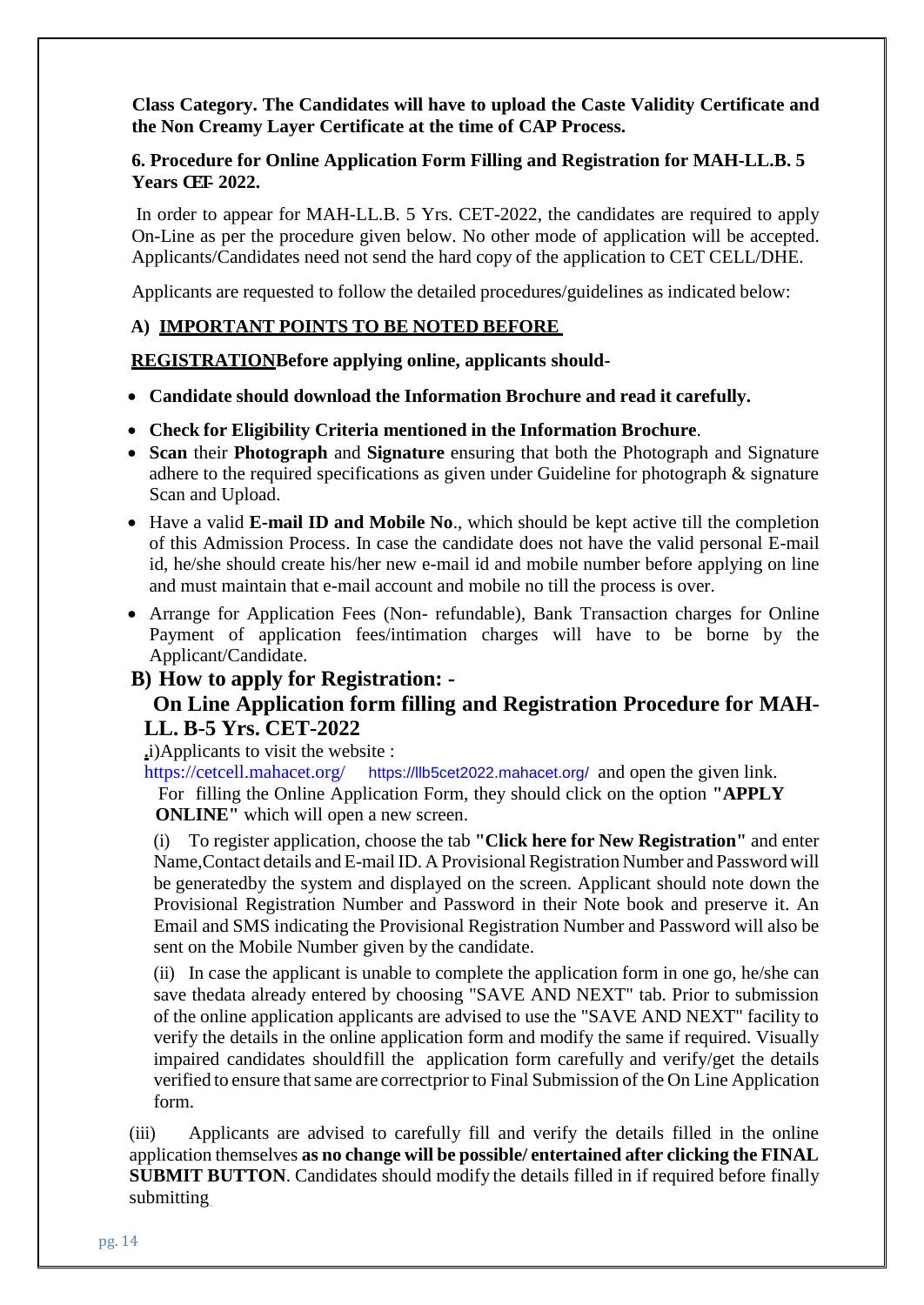**Class Category. The Candidates will have to upload the Caste Validity Certificate and the Non Creamy Layer Certificate at the time of CAP Process.**

### 6. Procedure for Online Application Form Filling and Registration for MAH-LL.B. 5 Years CET- 2022.

In order to appear for MAH-LL.B. 5 Yrs. CET-2022, the candidates are required to apply On-Line as per the procedure given below. No other mode of application will be accepted. Applicants/Candidates need not send the hard copy of the application to CET CELL/DHE.

Applicants are requested to follow the detailed procedures/guidelines as indicated below:

**A) IMPORTANT POINTS TO BE NOTED BEFORE REGISTRATION** **Before applying online, applicants should-**

- **Candidate should download the Information Brochure and read it carefully.**
- **Check for Eligibility Criteria mentioned in the Information Brochure**.
- **Scan** their **Photograph** and **Signature** ensuring that both the Photograph and Signature adhere to the required specifications as given under Guideline for photograph & signature Scan and Upload.
- Have a valid **E-mail ID and Mobile No**., which should be kept active till the completion of this Admission Process. In case the candidate does not have the valid personal E-mail id, he/she should create his/her new e-mail id and mobile number before applying on line and must maintain that e-mail account and mobile no till the process is over.
- Arrange for Application Fees (Non- refundable), Bank Transaction charges for Online Payment of application fees/intimation charges will have to be borne by the Applicant/Candidate.

### B) How to apply for Registration: -

### On Line Application form filling and Registration Procedure for MAH-LL. B-5 Yrs. CET-2022

i)Applicants to visit the website : https://cetcell.mahacet.org/ https://llb5cet2022.mahacet.org/ and open the given link. For filling the Online Application Form, they should click on the option **"APPLY ONLINE"** which will open a new screen.

(i) To register application, choose the tab **"Click here for New Registration"** and enter Name,Contact details and E-mail ID. A Provisional Registration Number and Password will be generatedby the system and displayed on the screen. Applicant should note down the Provisional Registration Number and Password in their Note book and preserve it. An Email and SMS indicating the Provisional Registration Number and Password will also be sent on the Mobile Number given by the candidate.

(ii) In case the applicant is unable to complete the application form in one go, he/she can save thedata already entered by choosing "SAVE AND NEXT" tab. Prior to submission of the online application applicants are advised to use the "SAVE AND NEXT" facility to verify the details in the online application form and modify the same if required. Visually impaired candidates shouldfill the application form carefully and verify/get the details verified to ensure that same are correctprior to Final Submission of the On Line Application form.

(iii) Applicants are advised to carefully fill and verify the details filled in the online application themselves **as no change will be possible/ entertained after clicking the FINAL SUBMIT BUTTON**. Candidates should modify the details filled in if required before finally submitting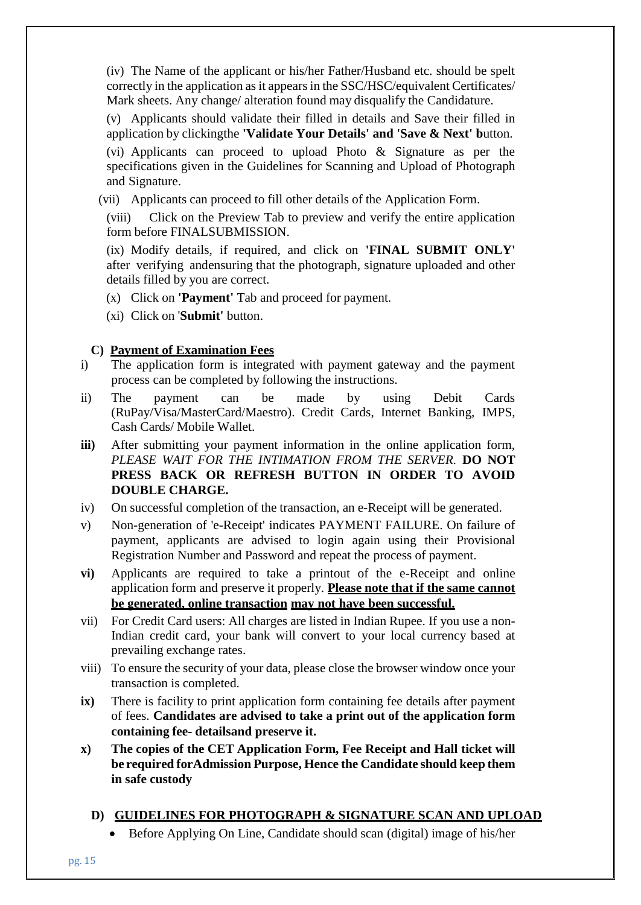(iv) The Name of the applicant or his/her Father/Husband etc. should be spelt correctly in the application as it appears in the SSC/HSC/equivalent Certificates/ Mark sheets. Any change/ alteration found may disqualify the Candidature.

(v) Applicants should validate their filled in details and Save their filled in application by clickingthe **'Validate Your Details' and 'Save & Next' b**utton.

(vi) Applicants can proceed to upload Photo & Signature as per the specifications given in the Guidelines for Scanning and Upload of Photograph and Signature.

(vii) Applicants can proceed to fill other details of the Application Form.

(viii) Click on the Preview Tab to preview and verify the entire application form before FINALSUBMISSION.

(ix) Modify details, if required, and click on **'FINAL SUBMIT ONLY'** after verifying andensuring that the photograph, signature uploaded and other details filled by you are correct.

(x) Click on **'Payment'** Tab and proceed for payment.

(xi) Click on '**Submit'** button.

**C) <u>Payment of Examination Fees</u>**

i) The application form is integrated with payment gateway and the payment process can be completed by following the instructions.

ii) The payment can be made by using Debit Cards (RuPay/Visa/MasterCard/Maestro). Credit Cards, Internet Banking, IMPS, Cash Cards/ Mobile Wallet.

**iii)** After submitting your payment information in the online application form, *PLEASE WAIT FOR THE INTIMATION FROM THE SERVER.* **DO NOT PRESS BACK OR REFRESH BUTTON IN ORDER TO AVOID DOUBLE CHARGE.**

iv) On successful completion of the transaction, an e-Receipt will be generated.

v) Non-generation of 'e-Receipt' indicates PAYMENT FAILURE. On failure of payment, applicants are advised to login again using their Provisional Registration Number and Password and repeat the process of payment.

**vi)** Applicants are required to take a printout of the e-Receipt and online application form and preserve it properly. **<u>Please note that if the same cannot be generated, online transaction may not have been successful.</u>**

vii) For Credit Card users: All charges are listed in Indian Rupee. If you use a non-Indian credit card, your bank will convert to your local currency based at prevailing exchange rates.

viii) To ensure the security of your data, please close the browser window once your transaction is completed.

**ix)** There is facility to print application form containing fee details after payment of fees. **Candidates are advised to take a print out of the application form containing fee- detailsand preserve it.**

**x) The copies of the CET Application Form, Fee Receipt and Hall ticket will be required forAdmission Purpose, Hence the Candidate should keep them in safe custody**

**D) <u>GUIDELINES FOR PHOTOGRAPH & SIGNATURE SCAN AND UPLOAD</u>**

- Before Applying On Line, Candidate should scan (digital) image of his/her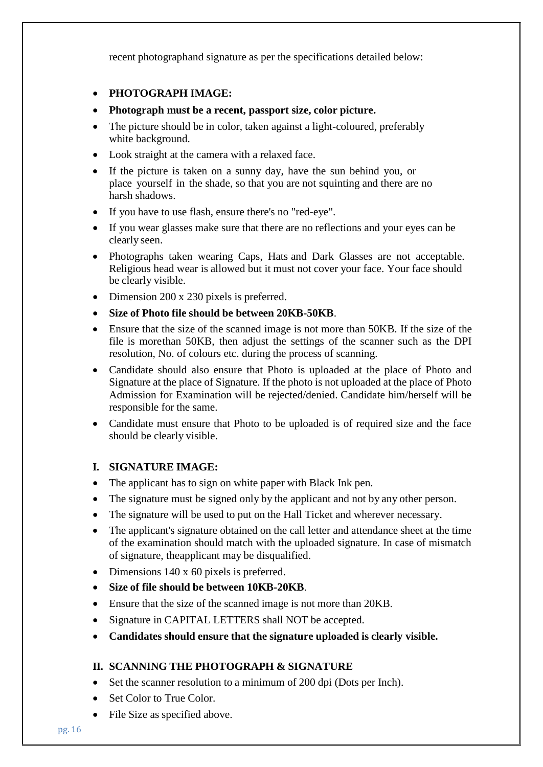recent photographand signature as per the specifications detailed below:

- **PHOTOGRAPH IMAGE:**
- **Photograph must be a recent, passport size, color picture.**
- The picture should be in color, taken against a light-coloured, preferably white background.
- Look straight at the camera with a relaxed face.
- If the picture is taken on a sunny day, have the sun behind you, or place yourself in the shade, so that you are not squinting and there are no harsh shadows.
- If you have to use flash, ensure there's no "red-eye".
- If you wear glasses make sure that there are no reflections and your eyes can be clearly seen.
- Photographs taken wearing Caps, Hats and Dark Glasses are not acceptable. Religious head wear is allowed but it must not cover your face. Your face should be clearly visible.
- Dimension 200 x 230 pixels is preferred.
- **Size of Photo file should be between 20KB-50KB**.
- Ensure that the size of the scanned image is not more than 50KB. If the size of the file is morethan 50KB, then adjust the settings of the scanner such as the DPI resolution, No. of colours etc. during the process of scanning.
- Candidate should also ensure that Photo is uploaded at the place of Photo and Signature at the place of Signature. If the photo is not uploaded at the place of Photo Admission for Examination will be rejected/denied. Candidate him/herself will be responsible for the same.
- Candidate must ensure that Photo to be uploaded is of required size and the face should be clearly visible.

### I. SIGNATURE IMAGE:

- The applicant has to sign on white paper with Black Ink pen.
- The signature must be signed only by the applicant and not by any other person.
- The signature will be used to put on the Hall Ticket and wherever necessary.
- The applicant's signature obtained on the call letter and attendance sheet at the time of the examination should match with the uploaded signature. In case of mismatch of signature, theapplicant may be disqualified.
- Dimensions 140 x 60 pixels is preferred.
- **Size of file should be between 10KB-20KB**.
- Ensure that the size of the scanned image is not more than 20KB.
- Signature in CAPITAL LETTERS shall NOT be accepted.
- **Candidates should ensure that the signature uploaded is clearly visible.**

### II. SCANNING THE PHOTOGRAPH & SIGNATURE

- Set the scanner resolution to a minimum of 200 dpi (Dots per Inch).
- Set Color to True Color.
- File Size as specified above.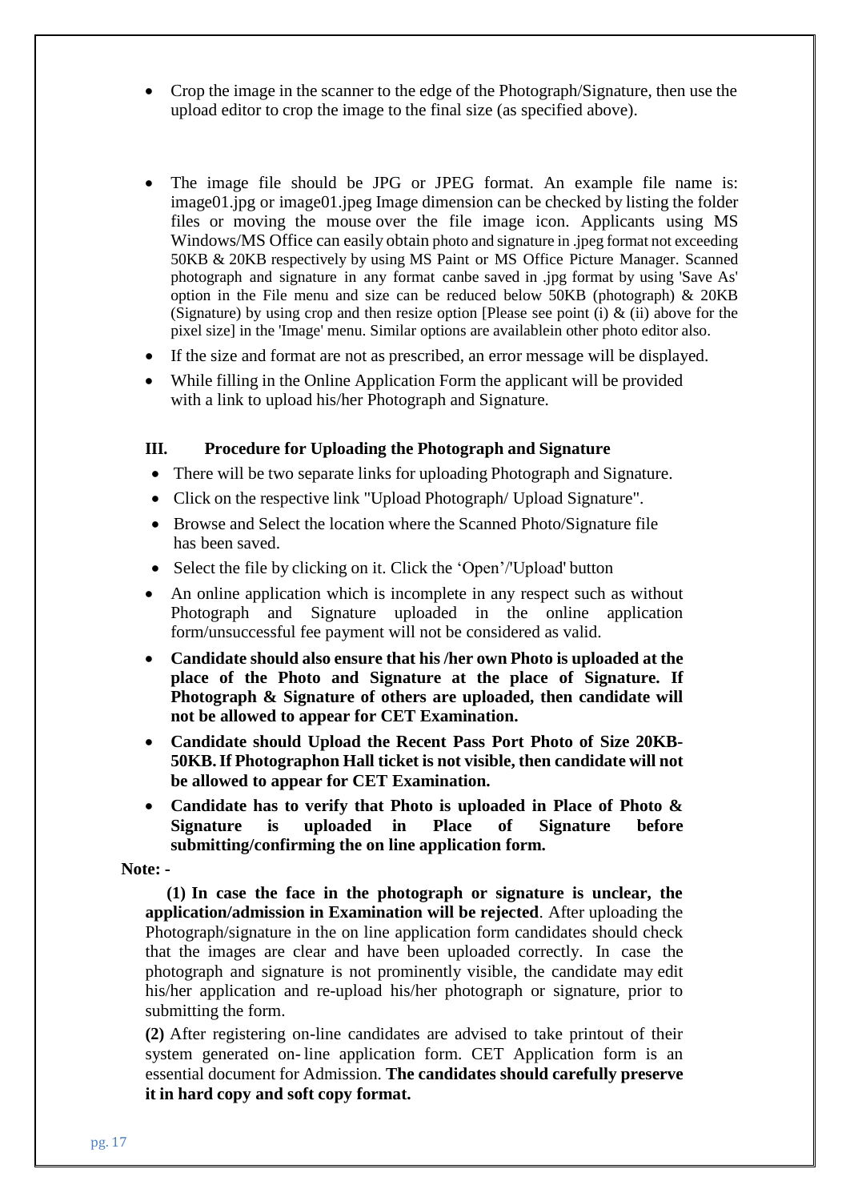- Crop the image in the scanner to the edge of the Photograph/Signature, then use the upload editor to crop the image to the final size (as specified above).

- The image file should be JPG or JPEG format. An example file name is: image01.jpg or image01.jpeg Image dimension can be checked by listing the folder files or moving the mouse over the file image icon. Applicants using MS Windows/MS Office can easily obtain photo and signature in .jpeg format not exceeding 50KB & 20KB respectively by using MS Paint or MS Office Picture Manager. Scanned photograph and signature in any format canbe saved in .jpg format by using 'Save As' option in the File menu and size can be reduced below 50KB (photograph) & 20KB (Signature) by using crop and then resize option [Please see point (i) & (ii) above for the pixel size] in the 'Image' menu. Similar options are availablein other photo editor also.
- If the size and format are not as prescribed, an error message will be displayed.
- While filling in the Online Application Form the applicant will be provided with a link to upload his/her Photograph and Signature.

### III. Procedure for Uploading the Photograph and Signature

- There will be two separate links for uploading Photograph and Signature.
- Click on the respective link "Upload Photograph/ Upload Signature".
- Browse and Select the location where the Scanned Photo/Signature file has been saved.
- Select the file by clicking on it. Click the 'Open'/'Upload' button
- An online application which is incomplete in any respect such as without Photograph and Signature uploaded in the online application form/unsuccessful fee payment will not be considered as valid.
- **Candidate should also ensure that his /her own Photo is uploaded at the place of the Photo and Signature at the place of Signature. If Photograph & Signature of others are uploaded, then candidate will not be allowed to appear for CET Examination.**
- **Candidate should Upload the Recent Pass Port Photo of Size 20KB-50KB. If Photographon Hall ticket is not visible, then candidate will not be allowed to appear for CET Examination.**
- **Candidate has to verify that Photo is uploaded in Place of Photo & Signature is uploaded in Place of Signature before submitting/confirming the on line application form.**

**Note: -**

**(1) In case the face in the photograph or signature is unclear, the application/admission in Examination will be rejected**. After uploading the Photograph/signature in the on line application form candidates should check that the images are clear and have been uploaded correctly. In case the photograph and signature is not prominently visible, the candidate may edit his/her application and re-upload his/her photograph or signature, prior to submitting the form.

**(2)** After registering on-line candidates are advised to take printout of their system generated on- line application form. CET Application form is an essential document for Admission. **The candidates should carefully preserve it in hard copy and soft copy format.**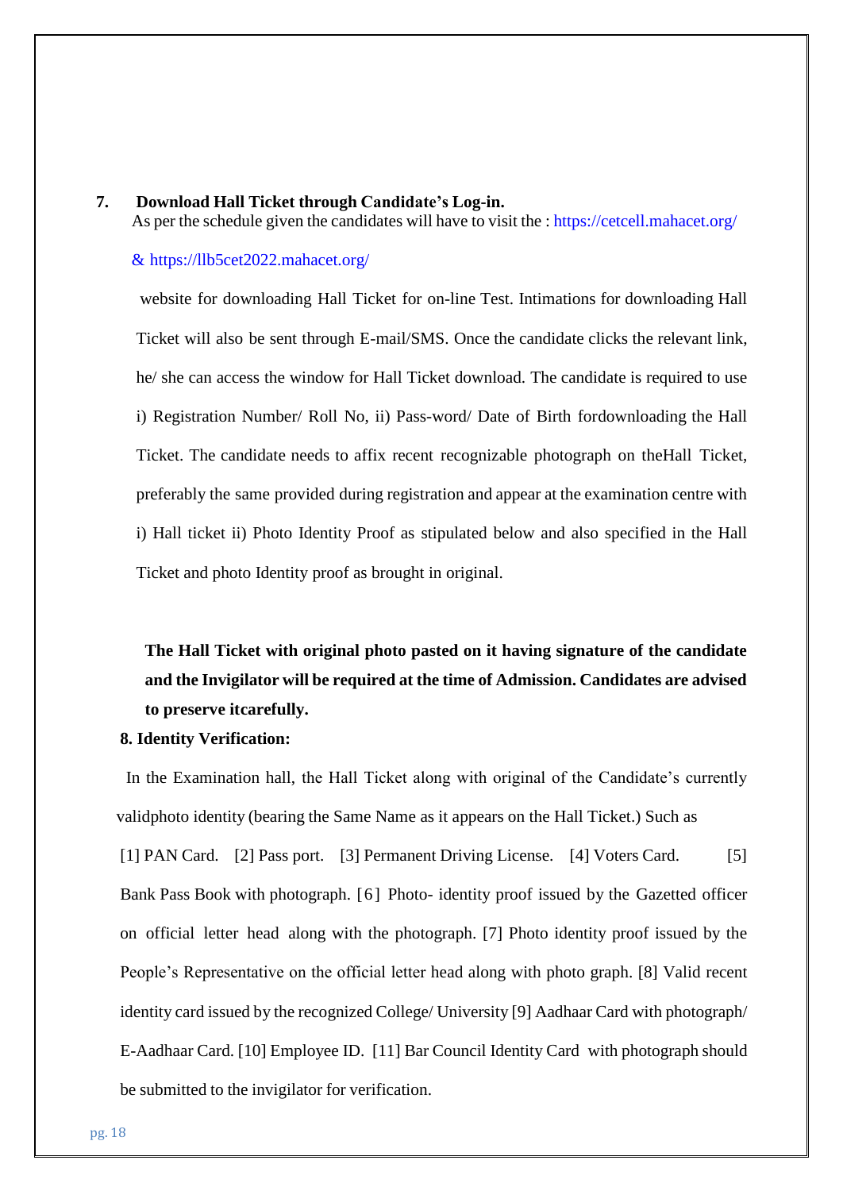**7. Download Hall Ticket through Candidate's Log-in.**

As per the schedule given the candidates will have to visit the : https://cetcell.mahacet.org/ & https://llb5cet2022.mahacet.org/ website for downloading Hall Ticket for on-line Test. Intimations for downloading Hall Ticket will also be sent through E-mail/SMS. Once the candidate clicks the relevant link, he/ she can access the window for Hall Ticket download. The candidate is required to use i) Registration Number/ Roll No, ii) Pass-word/ Date of Birth fordownloading the Hall Ticket. The candidate needs to affix recent recognizable photograph on theHall Ticket, preferably the same provided during registration and appear at the examination centre with i) Hall ticket ii) Photo Identity Proof as stipulated below and also specified in the Hall Ticket and photo Identity proof as brought in original.

**The Hall Ticket with original photo pasted on it having signature of the candidate and the Invigilator will be required at the time of Admission. Candidates are advised to preserve itcarefully.**

**8. Identity Verification:**

In the Examination hall, the Hall Ticket along with original of the Candidate's currently validphoto identity (bearing the Same Name as it appears on the Hall Ticket.) Such as [1] PAN Card. [2] Pass port. [3] Permanent Driving License. [4] Voters Card. [5] Bank Pass Book with photograph. [6] Photo- identity proof issued by the Gazetted officer on official letter head along with the photograph. [7] Photo identity proof issued by the People's Representative on the official letter head along with photo graph. [8] Valid recent identity card issued by the recognized College/ University [9] Aadhaar Card with photograph/ E-Aadhaar Card. [10] Employee ID. [11] Bar Council Identity Card with photograph should be submitted to the invigilator for verification.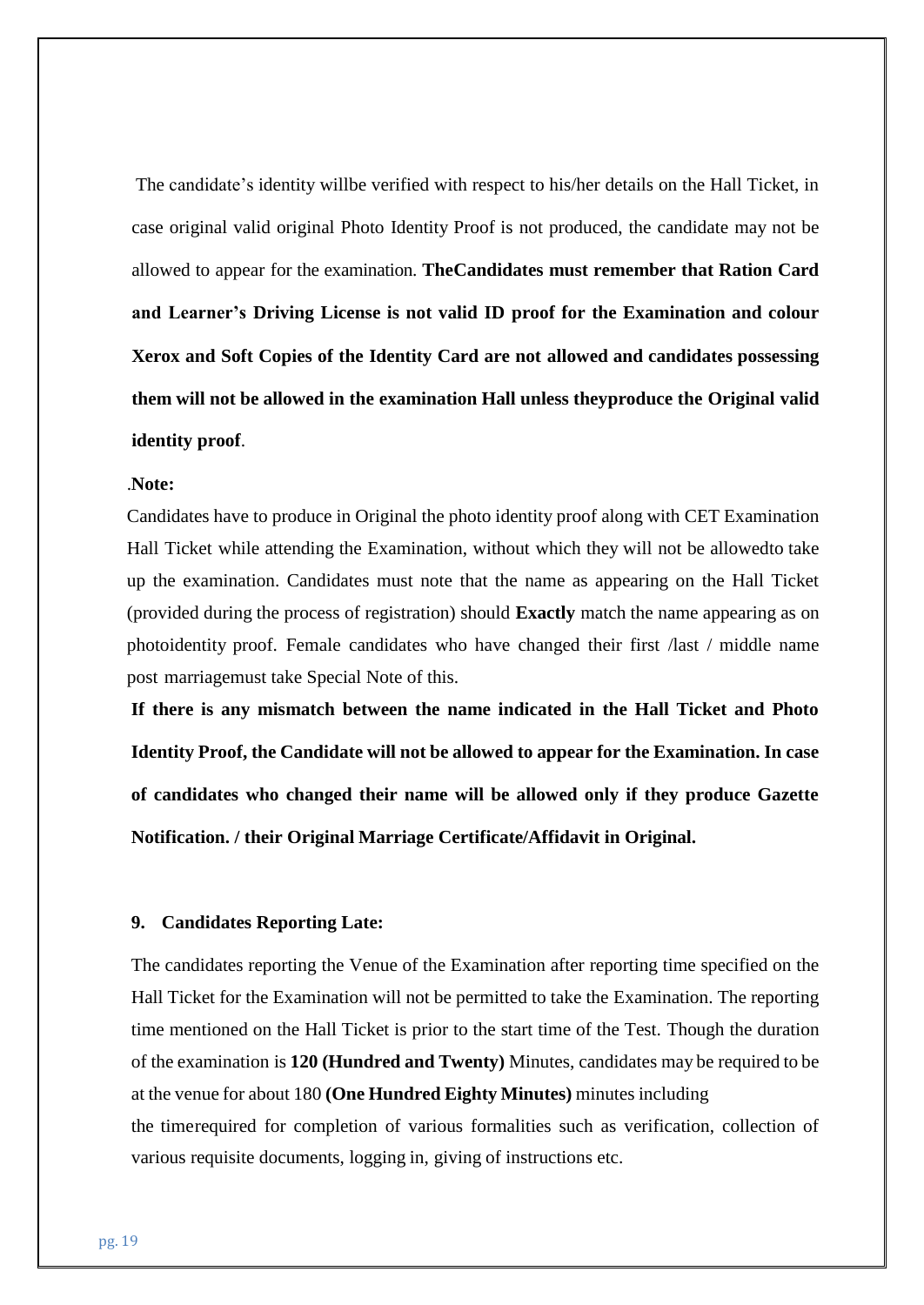The candidate's identity willbe verified with respect to his/her details on the Hall Ticket, in case original valid original Photo Identity Proof is not produced, the candidate may not be allowed to appear for the examination. **TheCandidates must remember that Ration Card and Learner's Driving License is not valid ID proof for the Examination and colour Xerox and Soft Copies of the Identity Card are not allowed and candidates possessing them will not be allowed in the examination Hall unless theyproduce the Original valid identity proof**.

.**Note:**

Candidates have to produce in Original the photo identity proof along with CET Examination Hall Ticket while attending the Examination, without which they will not be allowedto take up the examination. Candidates must note that the name as appearing on the Hall Ticket (provided during the process of registration) should **Exactly** match the name appearing as on photoidentity proof. Female candidates who have changed their first /last / middle name post marriagemust take Special Note of this.

**If there is any mismatch between the name indicated in the Hall Ticket and Photo Identity Proof, the Candidate will not be allowed to appear for the Examination. In case of candidates who changed their name will be allowed only if they produce Gazette Notification. / their Original Marriage Certificate/Affidavit in Original.**

**9. Candidates Reporting Late:**

The candidates reporting the Venue of the Examination after reporting time specified on the Hall Ticket for the Examination will not be permitted to take the Examination. The reporting time mentioned on the Hall Ticket is prior to the start time of the Test. Though the duration of the examination is **120 (Hundred and Twenty)** Minutes, candidates may be required to be at the venue for about 180 **(One Hundred Eighty Minutes)** minutes including the timerequired for completion of various formalities such as verification, collection of various requisite documents, logging in, giving of instructions etc.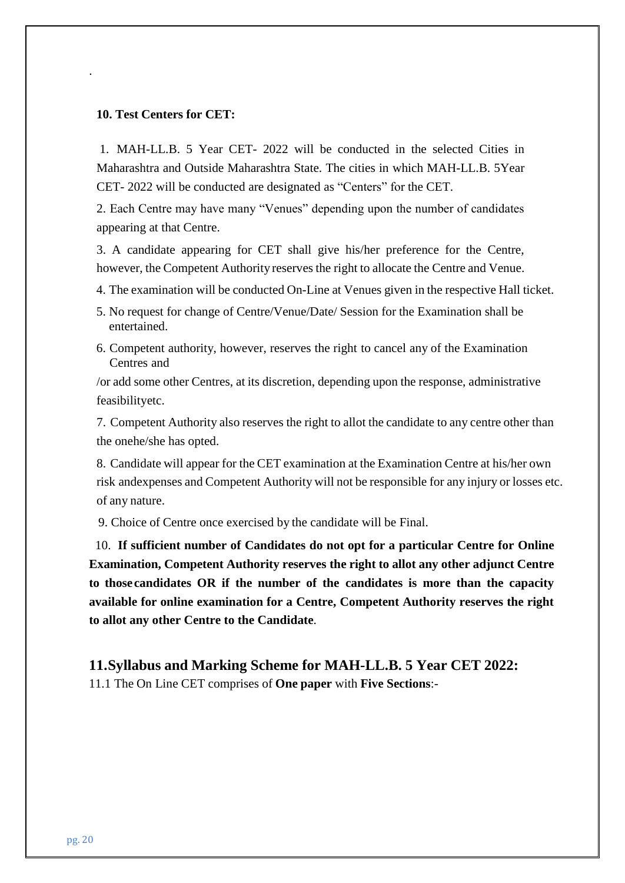.

**10. Test Centers for CET:**

1. MAH-LL.B. 5 Year CET- 2022 will be conducted in the selected Cities in Maharashtra and Outside Maharashtra State. The cities in which MAH-LL.B. 5Year CET- 2022 will be conducted are designated as "Centers" for the CET.
2. Each Centre may have many "Venues" depending upon the number of candidates appearing at that Centre.
3. A candidate appearing for CET shall give his/her preference for the Centre, however, the Competent Authority reserves the right to allocate the Centre and Venue.
4. The examination will be conducted On-Line at Venues given in the respective Hall ticket.
5. No request for change of Centre/Venue/Date/ Session for the Examination shall be entertained.
6. Competent authority, however, reserves the right to cancel any of the Examination Centres and /or add some other Centres, at its discretion, depending upon the response, administrative feasibilityetc.
7. Competent Authority also reserves the right to allot the candidate to any centre other than the onehe/she has opted.
8. Candidate will appear for the CET examination at the Examination Centre at his/her own risk andexpenses and Competent Authority will not be responsible for any injury or losses etc. of any nature.
9. Choice of Centre once exercised by the candidate will be Final.
10. **If sufficient number of Candidates do not opt for a particular Centre for Online Examination, Competent Authority reserves the right to allot any other adjunct Centre to those candidates OR if the number of the candidates is more than the capacity available for online examination for a Centre, Competent Authority reserves the right to allot any other Centre to the Candidate**.

## 11.Syllabus and Marking Scheme for MAH-LL.B. 5 Year CET 2022:

11.1 The On Line CET comprises of **One paper** with **Five Sections**:-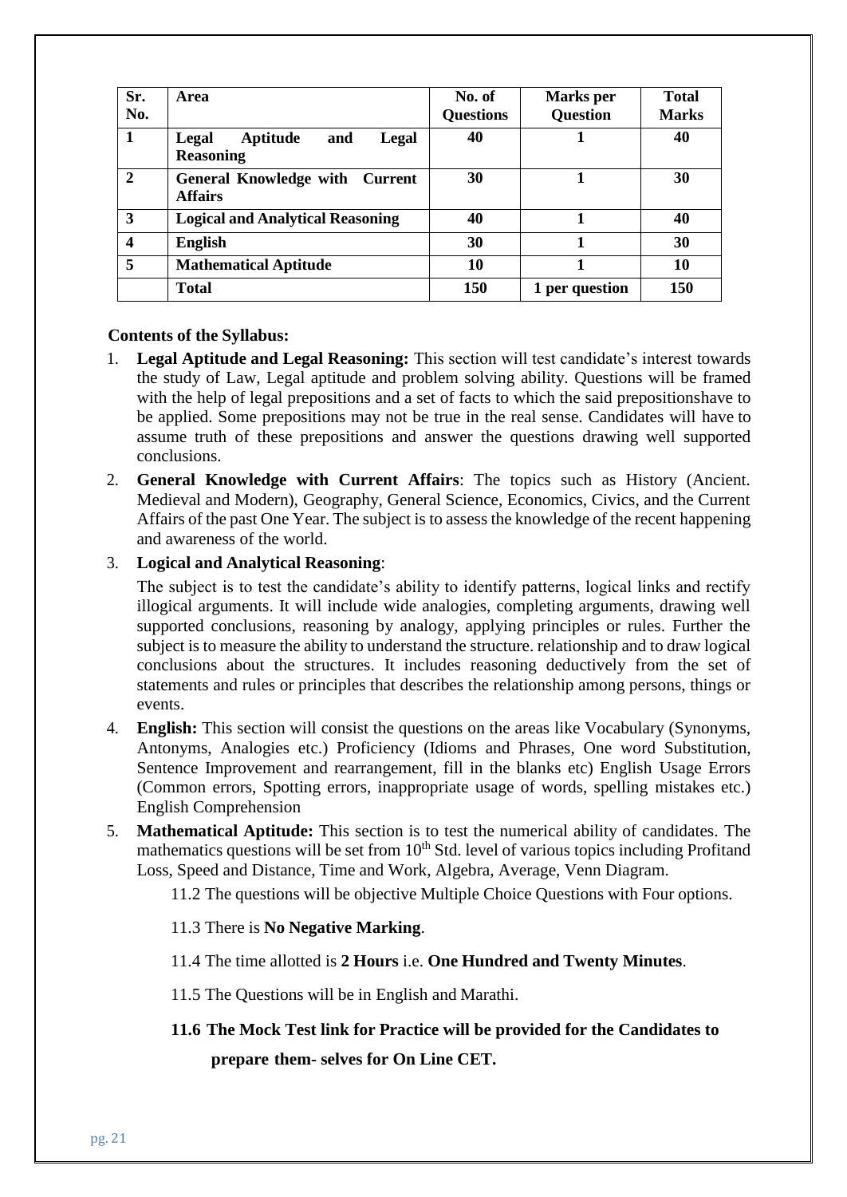| Sr. No. | Area | No. of Questions | Marks per Question | Total Marks |
|---|---|---|---|---|
| **1** | **Legal Aptitude and Legal Reasoning** | **40** | **1** | **40** |
| **2** | **General Knowledge with Current Affairs** | **30** | **1** | **30** |
| **3** | **Logical and Analytical Reasoning** | **40** | **1** | **40** |
| **4** | **English** | **30** | **1** | **30** |
| **5** | **Mathematical Aptitude** | **10** | **1** | **10** |
| | **Total** | **150** | **1 per question** | **150** |

**Contents of the Syllabus:**

1. **Legal Aptitude and Legal Reasoning:** This section will test candidate's interest towards the study of Law, Legal aptitude and problem solving ability. Questions will be framed with the help of legal prepositions and a set of facts to which the said prepositionshave to be applied. Some prepositions may not be true in the real sense. Candidates will have to assume truth of these prepositions and answer the questions drawing well supported conclusions.
2. **General Knowledge with Current Affairs**: The topics such as History (Ancient. Medieval and Modern), Geography, General Science, Economics, Civics, and the Current Affairs of the past One Year. The subject is to assess the knowledge of the recent happening and awareness of the world.
3. **Logical and Analytical Reasoning**:

   The subject is to test the candidate's ability to identify patterns, logical links and rectify illogical arguments. It will include wide analogies, completing arguments, drawing well supported conclusions, reasoning by analogy, applying principles or rules. Further the subject is to measure the ability to understand the structure. relationship and to draw logical conclusions about the structures. It includes reasoning deductively from the set of statements and rules or principles that describes the relationship among persons, things or events.
4. **English:** This section will consist the questions on the areas like Vocabulary (Synonyms, Antonyms, Analogies etc.) Proficiency (Idioms and Phrases, One word Substitution, Sentence Improvement and rearrangement, fill in the blanks etc) English Usage Errors (Common errors, Spotting errors, inappropriate usage of words, spelling mistakes etc.) English Comprehension
5. **Mathematical Aptitude:** This section is to test the numerical ability of candidates. The mathematics questions will be set from 10th Std. level of various topics including Profitand Loss, Speed and Distance, Time and Work, Algebra, Average, Venn Diagram.

11.2 The questions will be objective Multiple Choice Questions with Four options.

11.3 There is **No Negative Marking**.

11.4 The time allotted is **2 Hours** i.e. **One Hundred and Twenty Minutes**.

11.5 The Questions will be in English and Marathi.

**11.6 The Mock Test link for Practice will be provided for the Candidates to prepare them- selves for On Line CET.**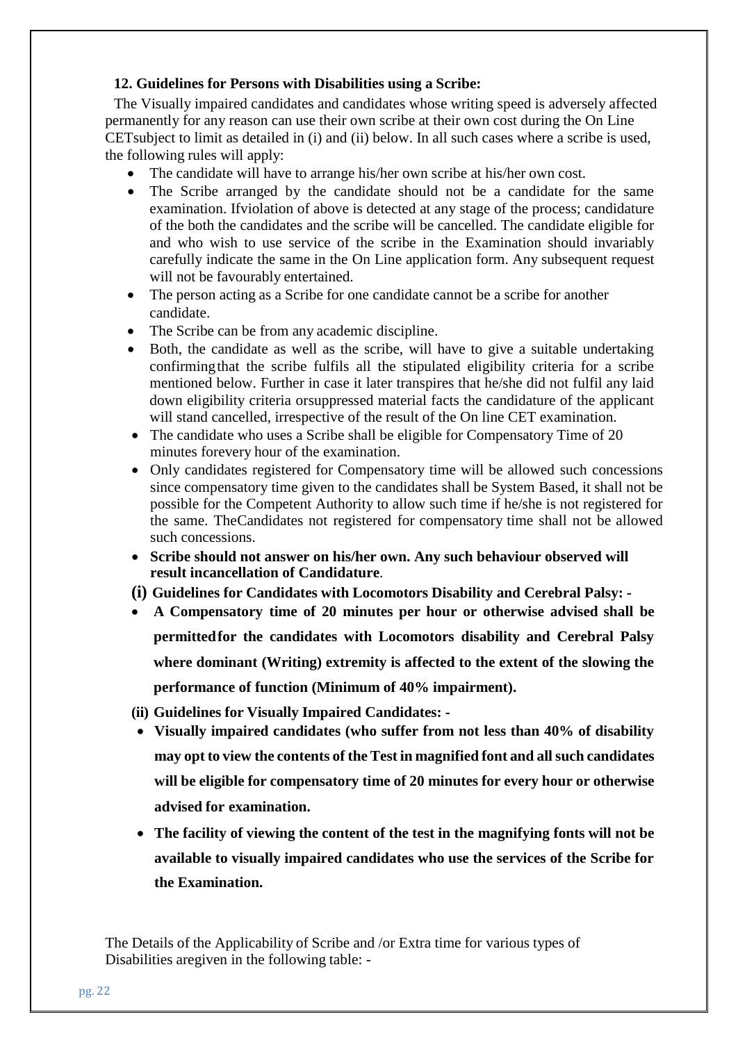**12. Guidelines for Persons with Disabilities using a Scribe:**

The Visually impaired candidates and candidates whose writing speed is adversely affected permanently for any reason can use their own scribe at their own cost during the On Line CETsubject to limit as detailed in (i) and (ii) below. In all such cases where a scribe is used, the following rules will apply:

- The candidate will have to arrange his/her own scribe at his/her own cost.
- The Scribe arranged by the candidate should not be a candidate for the same examination. Ifviolation of above is detected at any stage of the process; candidature of the both the candidates and the scribe will be cancelled. The candidate eligible for and who wish to use service of the scribe in the Examination should invariably carefully indicate the same in the On Line application form. Any subsequent request will not be favourably entertained.
- The person acting as a Scribe for one candidate cannot be a scribe for another candidate.
- The Scribe can be from any academic discipline.
- Both, the candidate as well as the scribe, will have to give a suitable undertaking confirmingthat the scribe fulfils all the stipulated eligibility criteria for a scribe mentioned below. Further in case it later transpires that he/she did not fulfil any laid down eligibility criteria orsuppressed material facts the candidature of the applicant will stand cancelled, irrespective of the result of the On line CET examination.
- The candidate who uses a Scribe shall be eligible for Compensatory Time of 20 minutes forevery hour of the examination.
- Only candidates registered for Compensatory time will be allowed such concessions since compensatory time given to the candidates shall be System Based, it shall not be possible for the Competent Authority to allow such time if he/she is not registered for the same. TheCandidates not registered for compensatory time shall not be allowed such concessions.
- **Scribe should not answer on his/her own. Any such behaviour observed will result incancellation of Candidature**.

**(i) Guidelines for Candidates with Locomotors Disability and Cerebral Palsy: -**

- **A Compensatory time of 20 minutes per hour or otherwise advised shall be permittedfor the candidates with Locomotors disability and Cerebral Palsy where dominant (Writing) extremity is affected to the extent of the slowing the performance of function (Minimum of 40% impairment).**

**(ii) Guidelines for Visually Impaired Candidates: -**

- **Visually impaired candidates (who suffer from not less than 40% of disability may opt to view the contents of the Test in magnified font and all such candidates will be eligible for compensatory time of 20 minutes for every hour or otherwise advised for examination.**
- **The facility of viewing the content of the test in the magnifying fonts will not be available to visually impaired candidates who use the services of the Scribe for the Examination.**

The Details of the Applicability of Scribe and /or Extra time for various types of Disabilities aregiven in the following table: -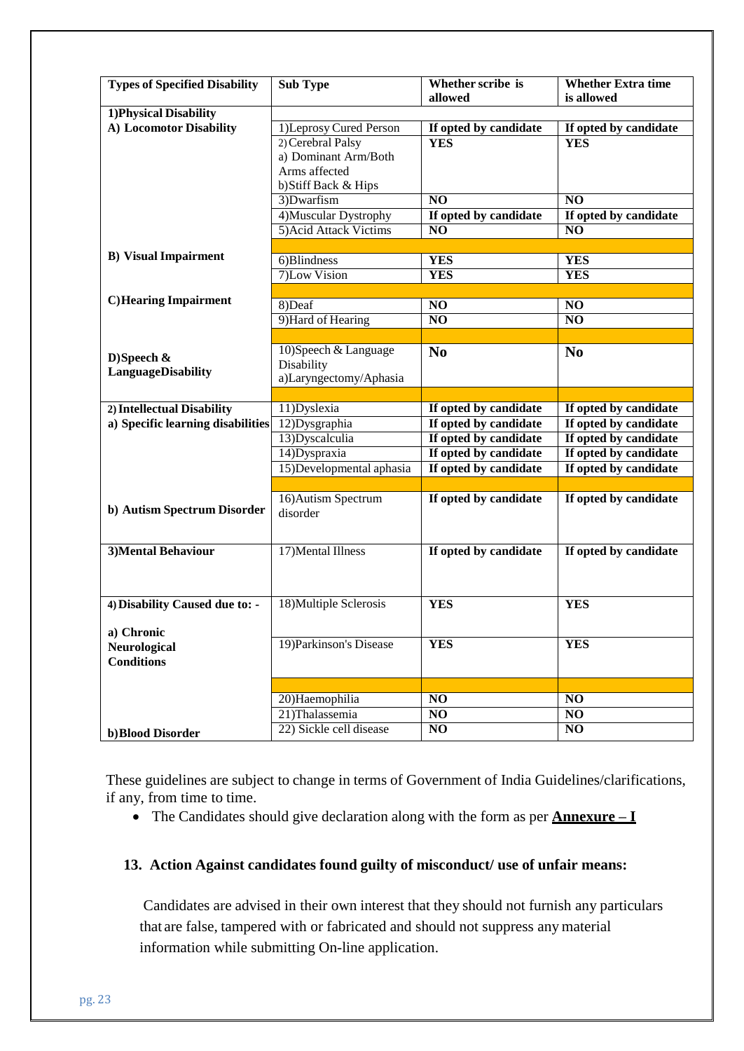| Types of Specified Disability | Sub Type | Whether scribe is allowed | Whether Extra time is allowed |
|---|---|---|---|
| **1)Physical Disability** | | | |
| **A) Locomotor Disability** | 1)Leprosy Cured Person | **If opted by candidate** | **If opted by candidate** |
| | 2) Cerebral Palsy a) Dominant Arm/Both Arms affected b)Stiff Back & Hips | **YES** | **YES** |
| | 3)Dwarfism | **NO** | **NO** |
| | 4)Muscular Dystrophy | **If opted by candidate** | **If opted by candidate** |
| | 5)Acid Attack Victims | **NO** | **NO** |
| | | | |
| **B) Visual Impairment** | 6)Blindness | **YES** | **YES** |
| | 7)Low Vision | **YES** | **YES** |
| | | | |
| **C)Hearing Impairment** | 8)Deaf | **NO** | **NO** |
| | 9)Hard of Hearing | **NO** | **NO** |
| | | | |
| **D)Speech & LanguageDisability** | 10)Speech & Language Disability a)Laryngectomy/Aphasia | **No** | **No** |
| | | | |
| **2) Intellectual Disability** **a) Specific learning disabilities** | 11)Dyslexia | **If opted by candidate** | **If opted by candidate** |
| | 12)Dysgraphia | **If opted by candidate** | **If opted by candidate** |
| | 13)Dyscalculia | **If opted by candidate** | **If opted by candidate** |
| | 14)Dyspraxia | **If opted by candidate** | **If opted by candidate** |
| | 15)Developmental aphasia | **If opted by candidate** | **If opted by candidate** |
| | | | |
| **b) Autism Spectrum Disorder** | 16)Autism Spectrum disorder | **If opted by candidate** | **If opted by candidate** |
| **3)Mental Behaviour** | 17)Mental Illness | **If opted by candidate** | **If opted by candidate** |
| **4) Disability Caused due to: -** **a) Chronic Neurological Conditions** | 18)Multiple Sclerosis | **YES** | **YES** |
| | 19)Parkinson's Disease | **YES** | **YES** |
| | | | |
| **b)Blood Disorder** | 20)Haemophilia | **NO** | **NO** |
| | 21)Thalassemia | **NO** | **NO** |
| | 22) Sickle cell disease | **NO** | **NO** |

These guidelines are subject to change in terms of Government of India Guidelines/clarifications, if any, from time to time.

- The Candidates should give declaration along with the form as per **Annexure – I**

### 13. Action Against candidates found guilty of misconduct/ use of unfair means:

Candidates are advised in their own interest that they should not furnish any particulars that are false, tampered with or fabricated and should not suppress any material information while submitting On-line application.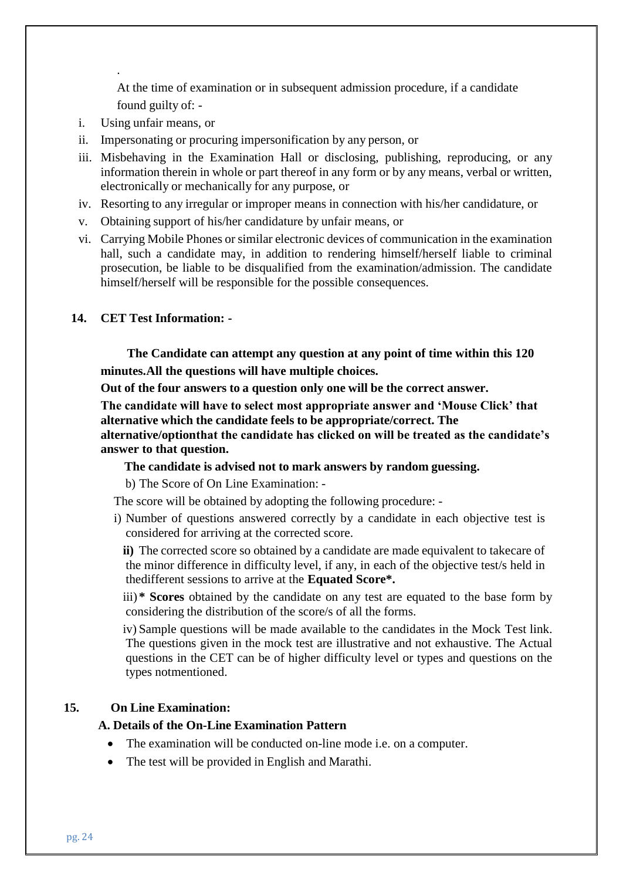.

At the time of examination or in subsequent admission procedure, if a candidate found guilty of: -

i. Using unfair means, or
ii. Impersonating or procuring impersonification by any person, or
iii. Misbehaving in the Examination Hall or disclosing, publishing, reproducing, or any information therein in whole or part thereof in any form or by any means, verbal or written, electronically or mechanically for any purpose, or
iv. Resorting to any irregular or improper means in connection with his/her candidature, or
v. Obtaining support of his/her candidature by unfair means, or
vi. Carrying Mobile Phones or similar electronic devices of communication in the examination hall, such a candidate may, in addition to rendering himself/herself liable to criminal prosecution, be liable to be disqualified from the examination/admission. The candidate himself/herself will be responsible for the possible consequences.

## 14. CET Test Information: -

**The Candidate can attempt any question at any point of time within this 120 minutes.All the questions will have multiple choices.**

**Out of the four answers to a question only one will be the correct answer.**

**The candidate will have to select most appropriate answer and 'Mouse Click' that alternative which the candidate feels to be appropriate/correct. The alternative/optionthat the candidate has clicked on will be treated as the candidate's answer to that question.**

**The candidate is advised not to mark answers by random guessing.**

b) The Score of On Line Examination: -

The score will be obtained by adopting the following procedure: -

i) Number of questions answered correctly by a candidate in each objective test is considered for arriving at the corrected score.

**ii)** The corrected score so obtained by a candidate are made equivalent to takecare of the minor difference in difficulty level, if any, in each of the objective test/s held in thedifferent sessions to arrive at the **Equated Score*.**

iii) *** Scores** obtained by the candidate on any test are equated to the base form by considering the distribution of the score/s of all the forms.

iv) Sample questions will be made available to the candidates in the Mock Test link. The questions given in the mock test are illustrative and not exhaustive. The Actual questions in the CET can be of higher difficulty level or types and questions on the types notmentioned.

## 15. On Line Examination:

### A. Details of the On-Line Examination Pattern

- The examination will be conducted on-line mode i.e. on a computer.
- The test will be provided in English and Marathi.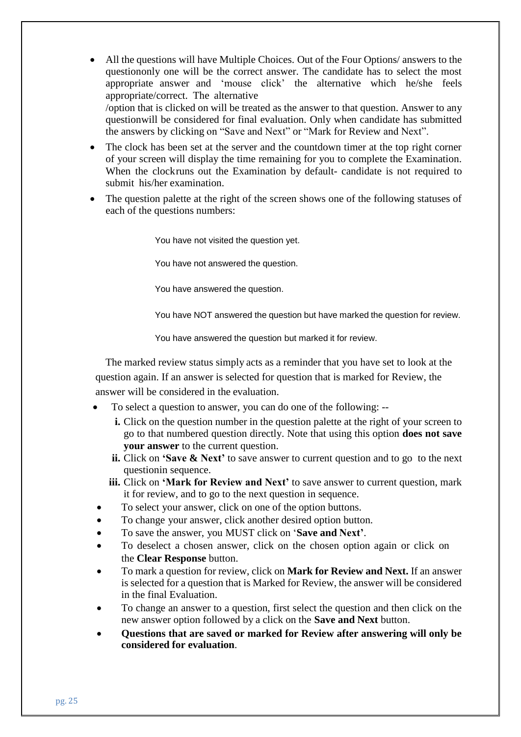- All the questions will have Multiple Choices. Out of the Four Options/ answers to the questiononly one will be the correct answer. The candidate has to select the most appropriate answer and 'mouse click' the alternative which he/she feels appropriate/correct. The alternative /option that is clicked on will be treated as the answer to that question. Answer to any questionwill be considered for final evaluation. Only when candidate has submitted the answers by clicking on "Save and Next" or "Mark for Review and Next".
- The clock has been set at the server and the countdown timer at the top right corner of your screen will display the time remaining for you to complete the Examination. When the clockruns out the Examination by default- candidate is not required to submit his/her examination.
- The question palette at the right of the screen shows one of the following statuses of each of the questions numbers:

  You have not visited the question yet.

  You have not answered the question.

  You have answered the question.

  You have NOT answered the question but have marked the question for review.

  You have answered the question but marked it for review.

  The marked review status simply acts as a reminder that you have set to look at the question again. If an answer is selected for question that is marked for Review, the answer will be considered in the evaluation.

- To select a question to answer, you can do one of the following: --
  - **i.** Click on the question number in the question palette at the right of your screen to go to that numbered question directly. Note that using this option **does not save your answer** to the current question.
  - **ii.** Click on **'Save & Next'** to save answer to current question and to go to the next questionin sequence.
  - **iii.** Click on **'Mark for Review and Next'** to save answer to current question, mark it for review, and to go to the next question in sequence.
- To select your answer, click on one of the option buttons.
- To change your answer, click another desired option button.
- To save the answer, you MUST click on '**Save and Next**'.
- To deselect a chosen answer, click on the chosen option again or click on the **Clear Response** button.
- To mark a question for review, click on **Mark for Review and Next.** If an answer is selected for a question that is Marked for Review, the answer will be considered in the final Evaluation.
- To change an answer to a question, first select the question and then click on the new answer option followed by a click on the **Save and Next** button.
- **Questions that are saved or marked for Review after answering will only be considered for evaluation**.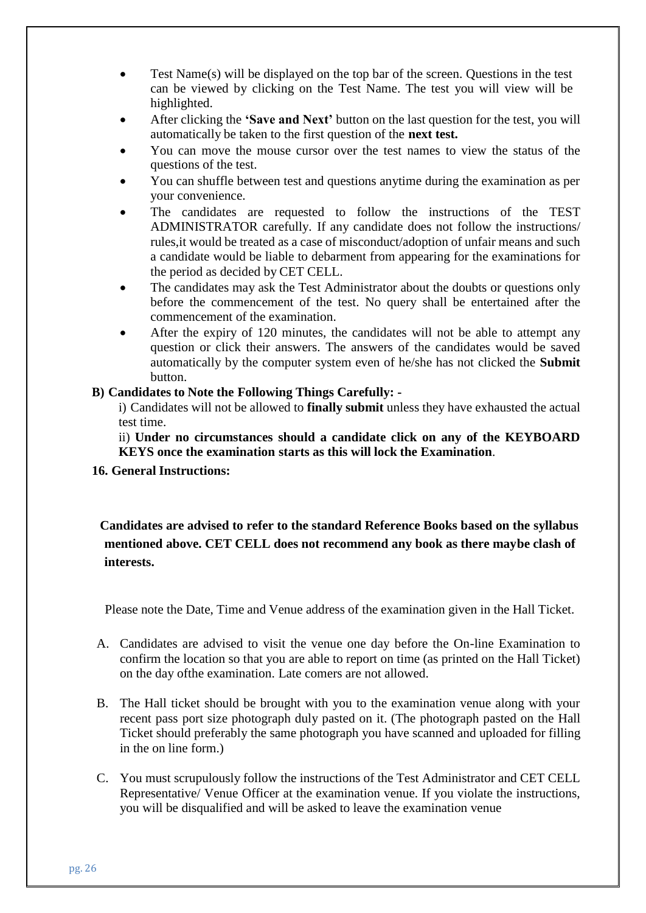- Test Name(s) will be displayed on the top bar of the screen. Questions in the test can be viewed by clicking on the Test Name. The test you will view will be highlighted.
- After clicking the **'Save and Next'** button on the last question for the test, you will automatically be taken to the first question of the **next test.**
- You can move the mouse cursor over the test names to view the status of the questions of the test.
- You can shuffle between test and questions anytime during the examination as per your convenience.
- The candidates are requested to follow the instructions of the TEST ADMINISTRATOR carefully. If any candidate does not follow the instructions/ rules,it would be treated as a case of misconduct/adoption of unfair means and such a candidate would be liable to debarment from appearing for the examinations for the period as decided by CET CELL.
- The candidates may ask the Test Administrator about the doubts or questions only before the commencement of the test. No query shall be entertained after the commencement of the examination.
- After the expiry of 120 minutes, the candidates will not be able to attempt any question or click their answers. The answers of the candidates would be saved automatically by the computer system even of he/she has not clicked the **Submit** button.

**B) Candidates to Note the Following Things Carefully: -**

i) Candidates will not be allowed to **finally submit** unless they have exhausted the actual test time.

ii) **Under no circumstances should a candidate click on any of the KEYBOARD KEYS once the examination starts as this will lock the Examination**.

**16. General Instructions:**

**Candidates are advised to refer to the standard Reference Books based on the syllabus mentioned above. CET CELL does not recommend any book as there maybe clash of interests.**

Please note the Date, Time and Venue address of the examination given in the Hall Ticket.

A. Candidates are advised to visit the venue one day before the On-line Examination to confirm the location so that you are able to report on time (as printed on the Hall Ticket) on the day ofthe examination. Late comers are not allowed.

B. The Hall ticket should be brought with you to the examination venue along with your recent pass port size photograph duly pasted on it. (The photograph pasted on the Hall Ticket should preferably the same photograph you have scanned and uploaded for filling in the on line form.)

C. You must scrupulously follow the instructions of the Test Administrator and CET CELL Representative/ Venue Officer at the examination venue. If you violate the instructions, you will be disqualified and will be asked to leave the examination venue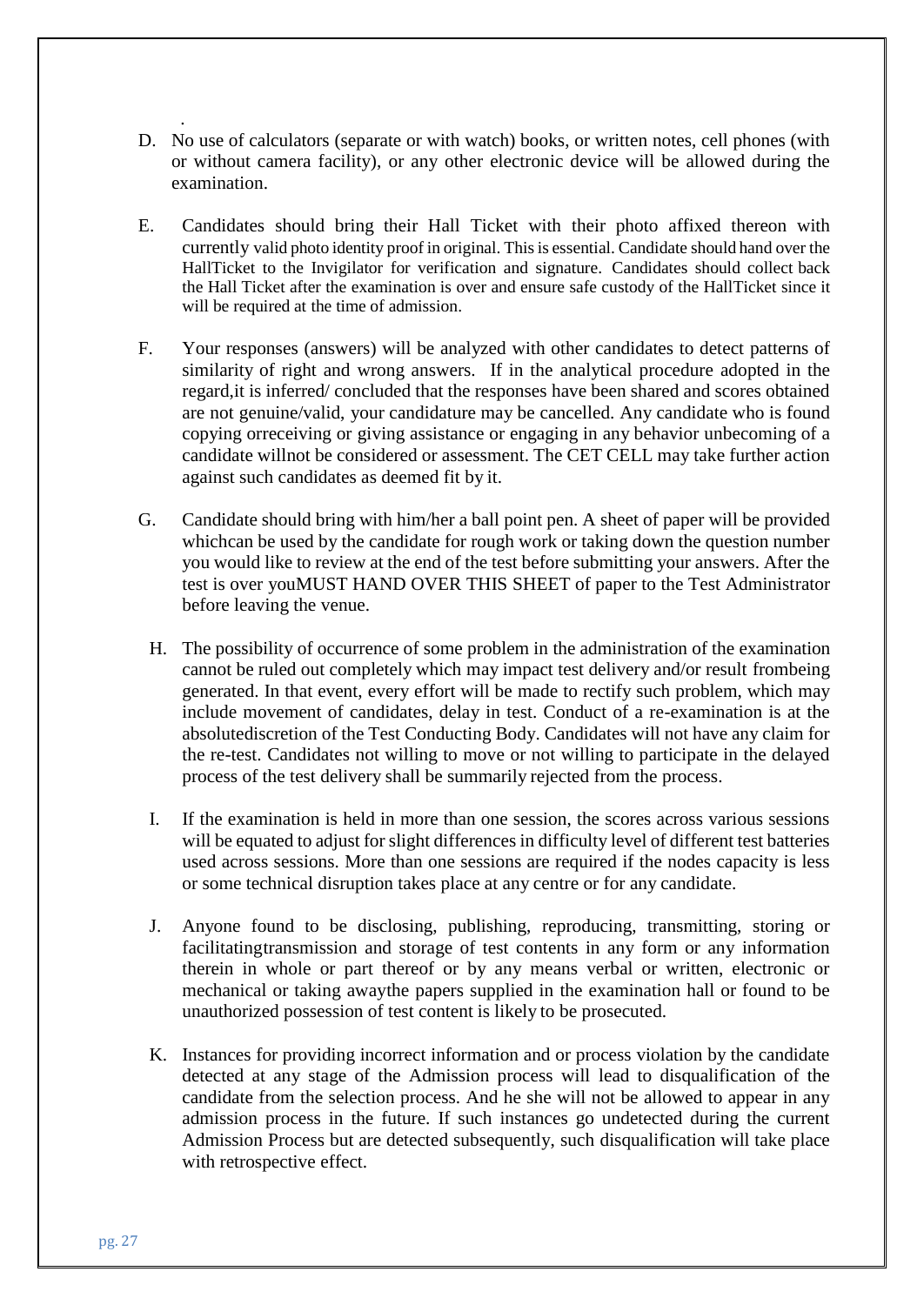.

D. No use of calculators (separate or with watch) books, or written notes, cell phones (with or without camera facility), or any other electronic device will be allowed during the examination.

E. Candidates should bring their Hall Ticket with their photo affixed thereon with currently valid photo identity proof in original. This is essential. Candidate should hand over the HallTicket to the Invigilator for verification and signature. Candidates should collect back the Hall Ticket after the examination is over and ensure safe custody of the HallTicket since it will be required at the time of admission.

F. Your responses (answers) will be analyzed with other candidates to detect patterns of similarity of right and wrong answers. If in the analytical procedure adopted in the regard,it is inferred/ concluded that the responses have been shared and scores obtained are not genuine/valid, your candidature may be cancelled. Any candidate who is found copying orreceiving or giving assistance or engaging in any behavior unbecoming of a candidate willnot be considered or assessment. The CET CELL may take further action against such candidates as deemed fit by it.

G. Candidate should bring with him/her a ball point pen. A sheet of paper will be provided whichcan be used by the candidate for rough work or taking down the question number you would like to review at the end of the test before submitting your answers. After the test is over youMUST HAND OVER THIS SHEET of paper to the Test Administrator before leaving the venue.

H. The possibility of occurrence of some problem in the administration of the examination cannot be ruled out completely which may impact test delivery and/or result frombeing generated. In that event, every effort will be made to rectify such problem, which may include movement of candidates, delay in test. Conduct of a re-examination is at the absolutediscretion of the Test Conducting Body. Candidates will not have any claim for the re-test. Candidates not willing to move or not willing to participate in the delayed process of the test delivery shall be summarily rejected from the process.

I. If the examination is held in more than one session, the scores across various sessions will be equated to adjust for slight differences in difficulty level of different test batteries used across sessions. More than one sessions are required if the nodes capacity is less or some technical disruption takes place at any centre or for any candidate.

J. Anyone found to be disclosing, publishing, reproducing, transmitting, storing or facilitatingtransmission and storage of test contents in any form or any information therein in whole or part thereof or by any means verbal or written, electronic or mechanical or taking awaythe papers supplied in the examination hall or found to be unauthorized possession of test content is likely to be prosecuted.

K. Instances for providing incorrect information and or process violation by the candidate detected at any stage of the Admission process will lead to disqualification of the candidate from the selection process. And he she will not be allowed to appear in any admission process in the future. If such instances go undetected during the current Admission Process but are detected subsequently, such disqualification will take place with retrospective effect.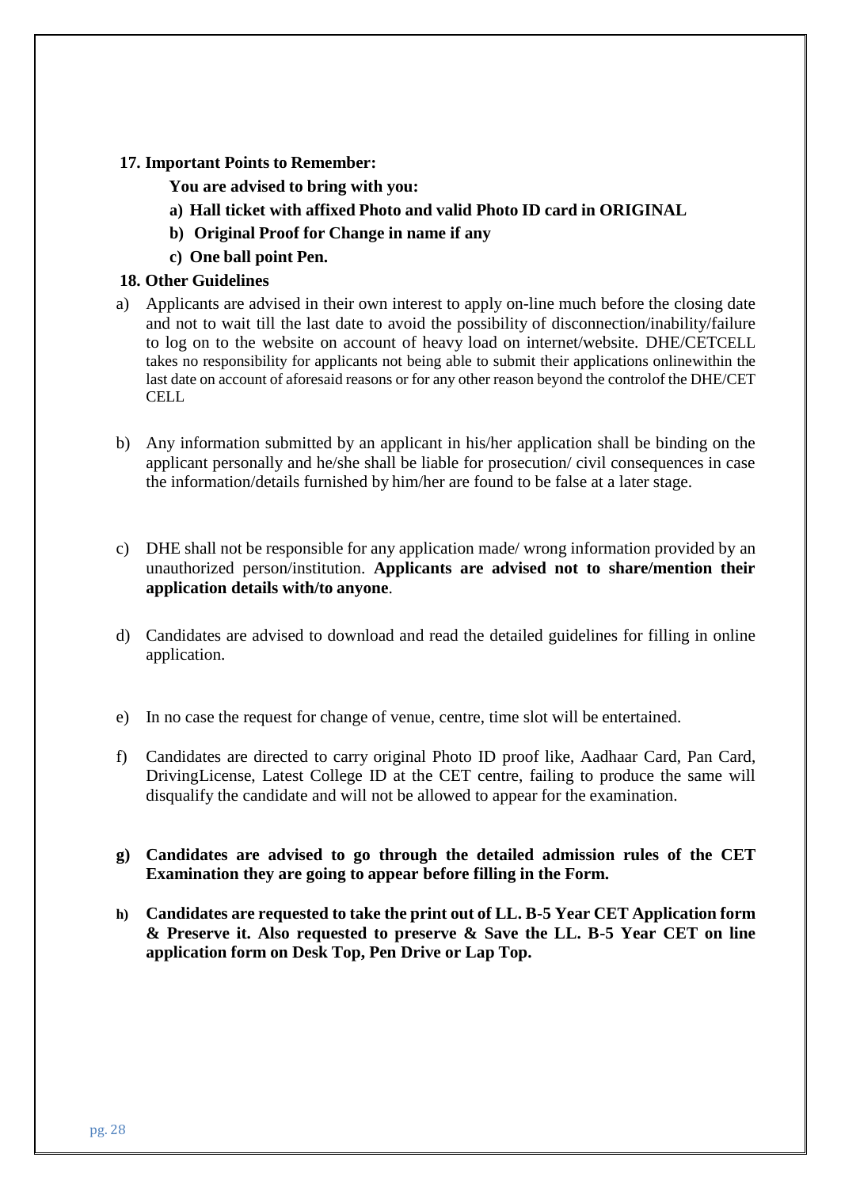## 17. Important Points to Remember:

**You are advised to bring with you:**

**a) Hall ticket with affixed Photo and valid Photo ID card in ORIGINAL**

**b) Original Proof for Change in name if any**

**c) One ball point Pen.**

## 18. Other Guidelines

a) Applicants are advised in their own interest to apply on-line much before the closing date and not to wait till the last date to avoid the possibility of disconnection/inability/failure to log on to the website on account of heavy load on internet/website. DHE/CETCELL takes no responsibility for applicants not being able to submit their applications onlinewithin the last date on account of aforesaid reasons or for any other reason beyond the controlof the DHE/CET CELL

b) Any information submitted by an applicant in his/her application shall be binding on the applicant personally and he/she shall be liable for prosecution/ civil consequences in case the information/details furnished by him/her are found to be false at a later stage.

c) DHE shall not be responsible for any application made/ wrong information provided by an unauthorized person/institution. **Applicants are advised not to share/mention their application details with/to anyone**.

d) Candidates are advised to download and read the detailed guidelines for filling in online application.

e) In no case the request for change of venue, centre, time slot will be entertained.

f) Candidates are directed to carry original Photo ID proof like, Aadhaar Card, Pan Card, DrivingLicense, Latest College ID at the CET centre, failing to produce the same will disqualify the candidate and will not be allowed to appear for the examination.

**g) Candidates are advised to go through the detailed admission rules of the CET Examination they are going to appear before filling in the Form.**

**h) Candidates are requested to take the print out of LL. B-5 Year CET Application form & Preserve it. Also requested to preserve & Save the LL. B-5 Year CET on line application form on Desk Top, Pen Drive or Lap Top.**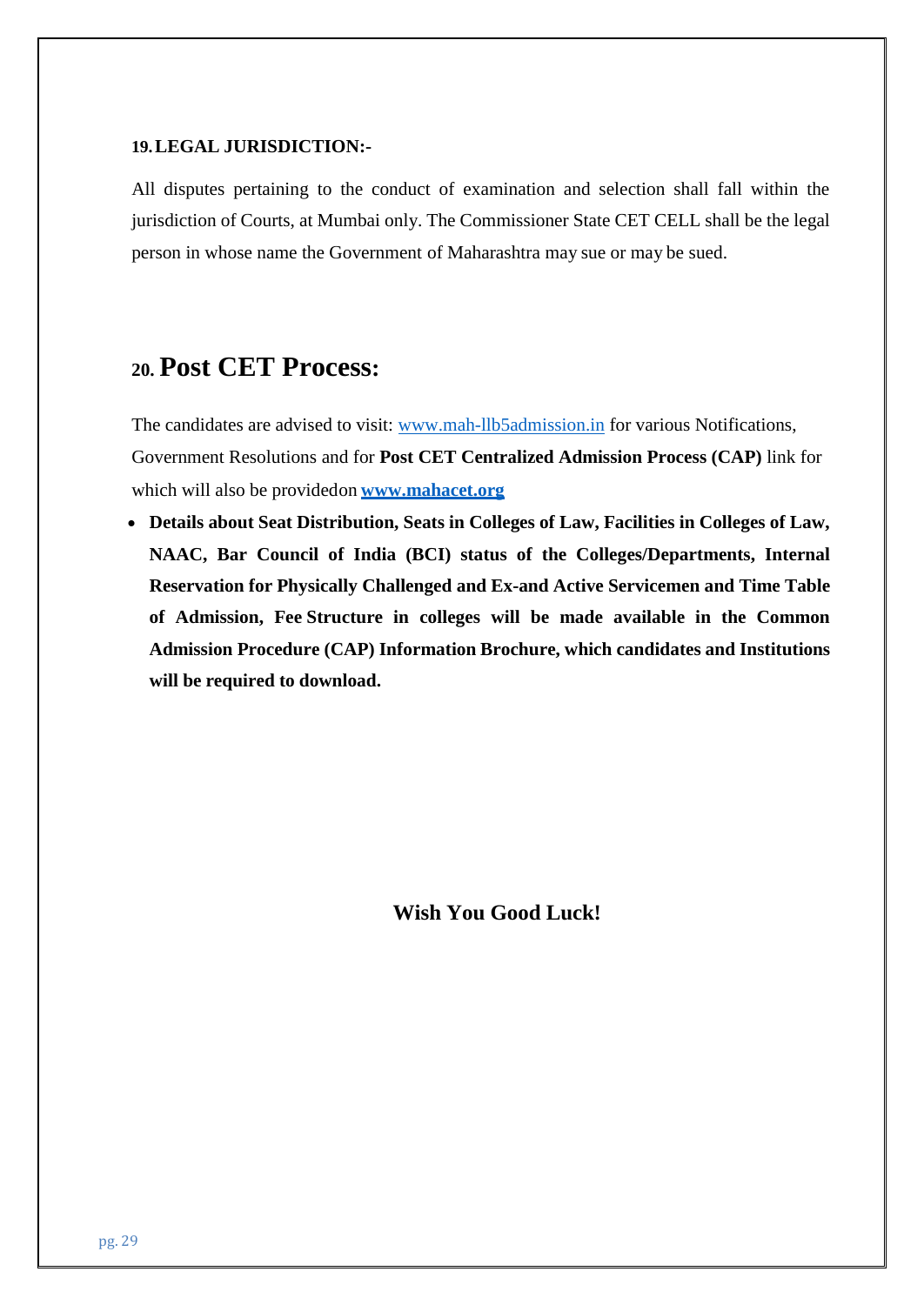### 19. LEGAL JURISDICTION:-

All disputes pertaining to the conduct of examination and selection shall fall within the jurisdiction of Courts, at Mumbai only. The Commissioner State CET CELL shall be the legal person in whose name the Government of Maharashtra may sue or may be sued.

## 20. Post CET Process:

The candidates are advised to visit: www.mah-llb5admission.in for various Notifications, Government Resolutions and for **Post CET Centralized Admission Process (CAP)** link for which will also be providedon **www.mahacet.org**

- **Details about Seat Distribution, Seats in Colleges of Law, Facilities in Colleges of Law, NAAC, Bar Council of India (BCI) status of the Colleges/Departments, Internal Reservation for Physically Challenged and Ex-and Active Servicemen and Time Table of Admission, Fee Structure in colleges will be made available in the Common Admission Procedure (CAP) Information Brochure, which candidates and Institutions will be required to download.**

**Wish You Good Luck!**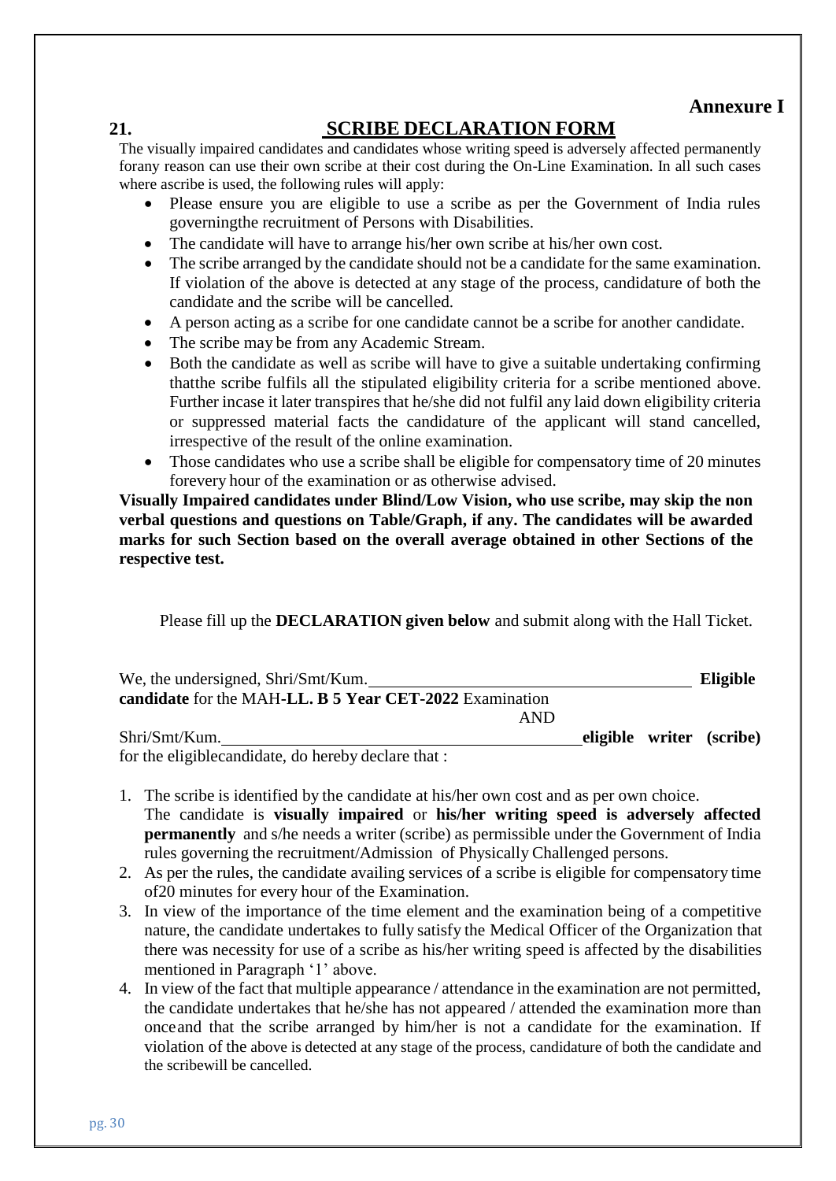**Annexure I**

## 21. SCRIBE DECLARATION FORM

The visually impaired candidates and candidates whose writing speed is adversely affected permanently forany reason can use their own scribe at their cost during the On-Line Examination. In all such cases where ascribe is used, the following rules will apply:

- Please ensure you are eligible to use a scribe as per the Government of India rules governingthe recruitment of Persons with Disabilities.
- The candidate will have to arrange his/her own scribe at his/her own cost.
- The scribe arranged by the candidate should not be a candidate for the same examination. If violation of the above is detected at any stage of the process, candidature of both the candidate and the scribe will be cancelled.
- A person acting as a scribe for one candidate cannot be a scribe for another candidate.
- The scribe may be from any Academic Stream.
- Both the candidate as well as scribe will have to give a suitable undertaking confirming thatthe scribe fulfils all the stipulated eligibility criteria for a scribe mentioned above. Further incase it later transpires that he/she did not fulfil any laid down eligibility criteria or suppressed material facts the candidature of the applicant will stand cancelled, irrespective of the result of the online examination.
- Those candidates who use a scribe shall be eligible for compensatory time of 20 minutes forevery hour of the examination or as otherwise advised.

**Visually Impaired candidates under Blind/Low Vision, who use scribe, may skip the non verbal questions and questions on Table/Graph, if any. The candidates will be awarded marks for such Section based on the overall average obtained in other Sections of the respective test.**

Please fill up the **DECLARATION given below** and submit along with the Hall Ticket.

We, the undersigned, Shri/Smt/Kum.\_\_\_\_\_\_\_\_\_\_\_\_\_\_\_\_\_\_\_\_\_\_\_\_\_\_\_\_\_\_\_\_\_\_\_\_ **Eligible candidate** for the MAH-**LL. B 5 Year CET-2022** Examination

AND

Shri/Smt/Kum.\_\_\_\_\_\_\_\_\_\_\_\_\_\_\_\_\_\_\_\_\_\_\_\_\_\_\_\_\_\_\_\_\_\_\_\_\_\_\_\_**eligible writer (scribe)** for the eligiblecandidate, do hereby declare that :

1. The scribe is identified by the candidate at his/her own cost and as per own choice. The candidate is **visually impaired** or **his/her writing speed is adversely affected permanently** and s/he needs a writer (scribe) as permissible under the Government of India rules governing the recruitment/Admission of Physically Challenged persons.
2. As per the rules, the candidate availing services of a scribe is eligible for compensatory time of20 minutes for every hour of the Examination.
3. In view of the importance of the time element and the examination being of a competitive nature, the candidate undertakes to fully satisfy the Medical Officer of the Organization that there was necessity for use of a scribe as his/her writing speed is affected by the disabilities mentioned in Paragraph '1' above.
4. In view of the fact that multiple appearance / attendance in the examination are not permitted, the candidate undertakes that he/she has not appeared / attended the examination more than onceand that the scribe arranged by him/her is not a candidate for the examination. If violation of the above is detected at any stage of the process, candidature of both the candidate and the scribewill be cancelled.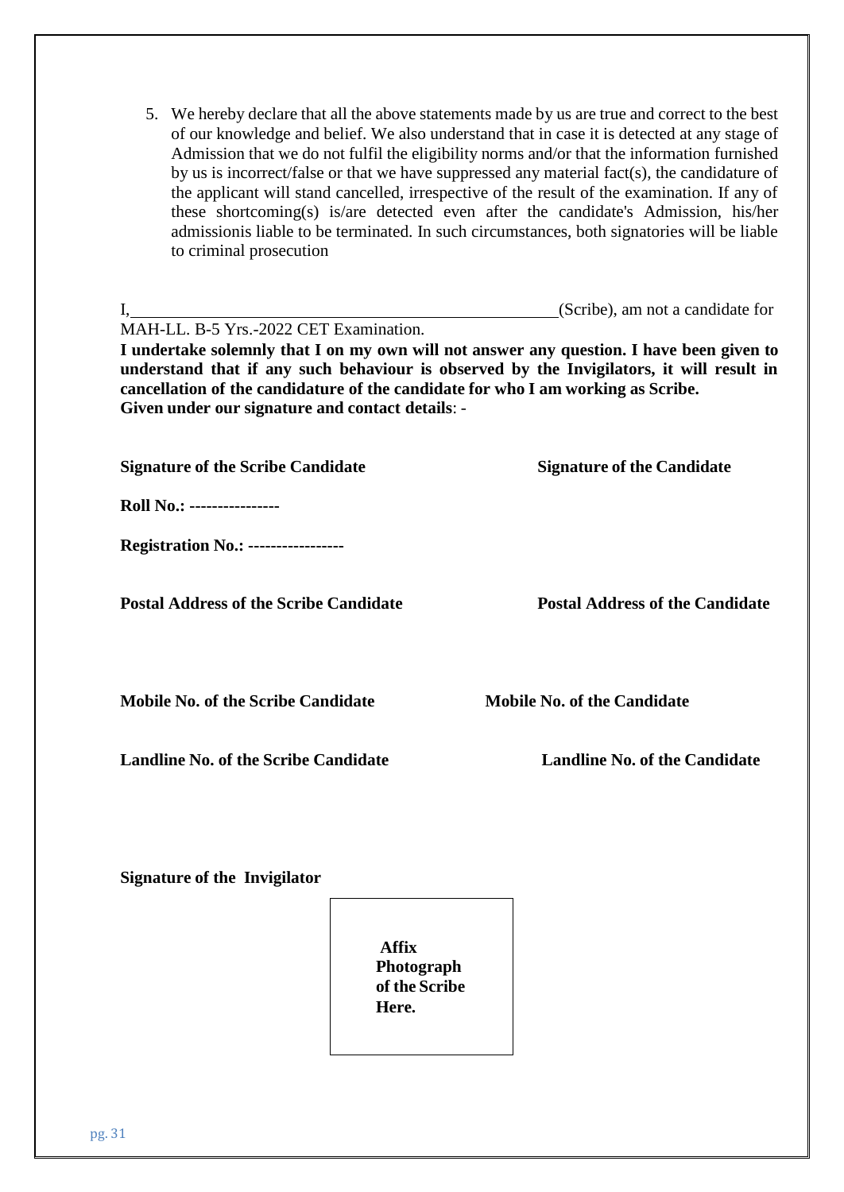5. We hereby declare that all the above statements made by us are true and correct to the best of our knowledge and belief. We also understand that in case it is detected at any stage of Admission that we do not fulfil the eligibility norms and/or that the information furnished by us is incorrect/false or that we have suppressed any material fact(s), the candidature of the applicant will stand cancelled, irrespective of the result of the examination. If any of these shortcoming(s) is/are detected even after the candidate's Admission, his/her admissionis liable to be terminated. In such circumstances, both signatories will be liable to criminal prosecution

I,\_\_\_\_\_\_\_\_\_\_\_\_\_\_\_\_\_\_\_\_\_\_\_\_\_\_\_\_\_\_\_\_\_\_\_\_\_\_\_\_\_\_\_\_\_\_\_\_\_\_(Scribe), am not a candidate for MAH-LL. B-5 Yrs.-2022 CET Examination.

**I undertake solemnly that I on my own will not answer any question. I have been given to understand that if any such behaviour is observed by the Invigilators, it will result in cancellation of the candidature of the candidate for who I am working as Scribe.**

**Given under our signature and contact details**: -

**Signature of the Scribe Candidate** **Signature of the Candidate**

**Roll No.: ----------------**

**Registration No.: -----------------**

**Postal Address of the Scribe Candidate** **Postal Address of the Candidate**

**Mobile No. of the Scribe Candidate** **Mobile No. of the Candidate**

**Landline No. of the Scribe Candidate** **Landline No. of the Candidate**

**Signature of the Invigilator**

**Affix Photograph of the Scribe Here.**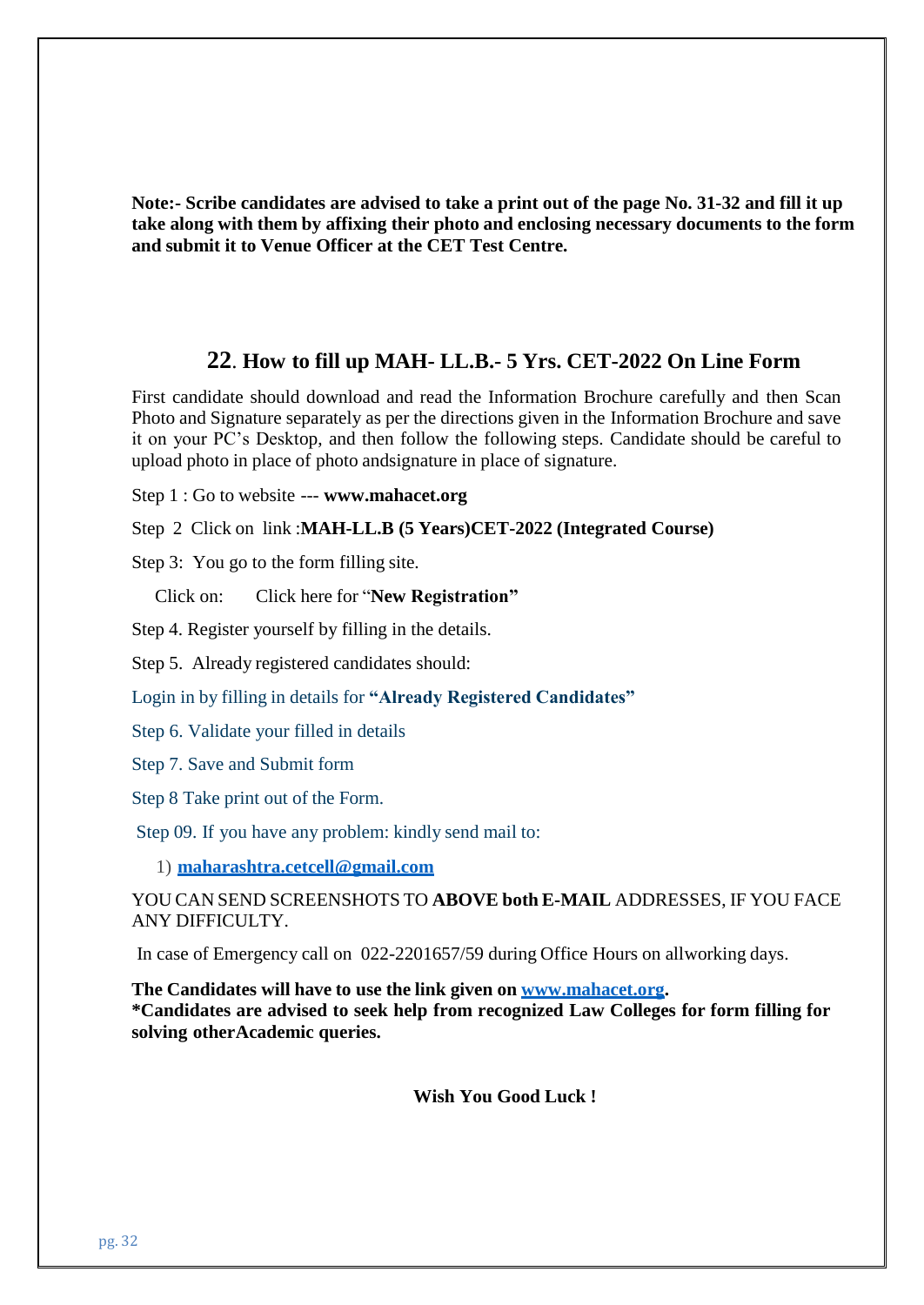**Note:- Scribe candidates are advised to take a print out of the page No. 31-32 and fill it up take along with them by affixing their photo and enclosing necessary documents to the form and submit it to Venue Officer at the CET Test Centre.**

## 22. How to fill up MAH- LL.B.- 5 Yrs. CET-2022 On Line Form

First candidate should download and read the Information Brochure carefully and then Scan Photo and Signature separately as per the directions given in the Information Brochure and save it on your PC's Desktop, and then follow the following steps. Candidate should be careful to upload photo in place of photo andsignature in place of signature.

Step 1 : Go to website --- **www.mahacet.org**

Step 2 Click on link :**MAH-LL.B (5 Years)CET-2022 (Integrated Course)**

Step 3: You go to the form filling site.

Click on: Click here for "**New Registration"**

Step 4. Register yourself by filling in the details.

Step 5. Already registered candidates should:

Login in by filling in details for **"Already Registered Candidates"**

Step 6. Validate your filled in details

Step 7. Save and Submit form

Step 8 Take print out of the Form.

Step 09. If you have any problem: kindly send mail to:

1) **maharashtra.cetcell@gmail.com**

YOU CAN SEND SCREENSHOTS TO **ABOVE both E-MAIL** ADDRESSES, IF YOU FACE ANY DIFFICULTY.

In case of Emergency call on 022-2201657/59 during Office Hours on allworking days.

**The Candidates will have to use the link given on www.mahacet.org.**
**\*Candidates are advised to seek help from recognized Law Colleges for form filling for solving otherAcademic queries.**

**Wish You Good Luck !**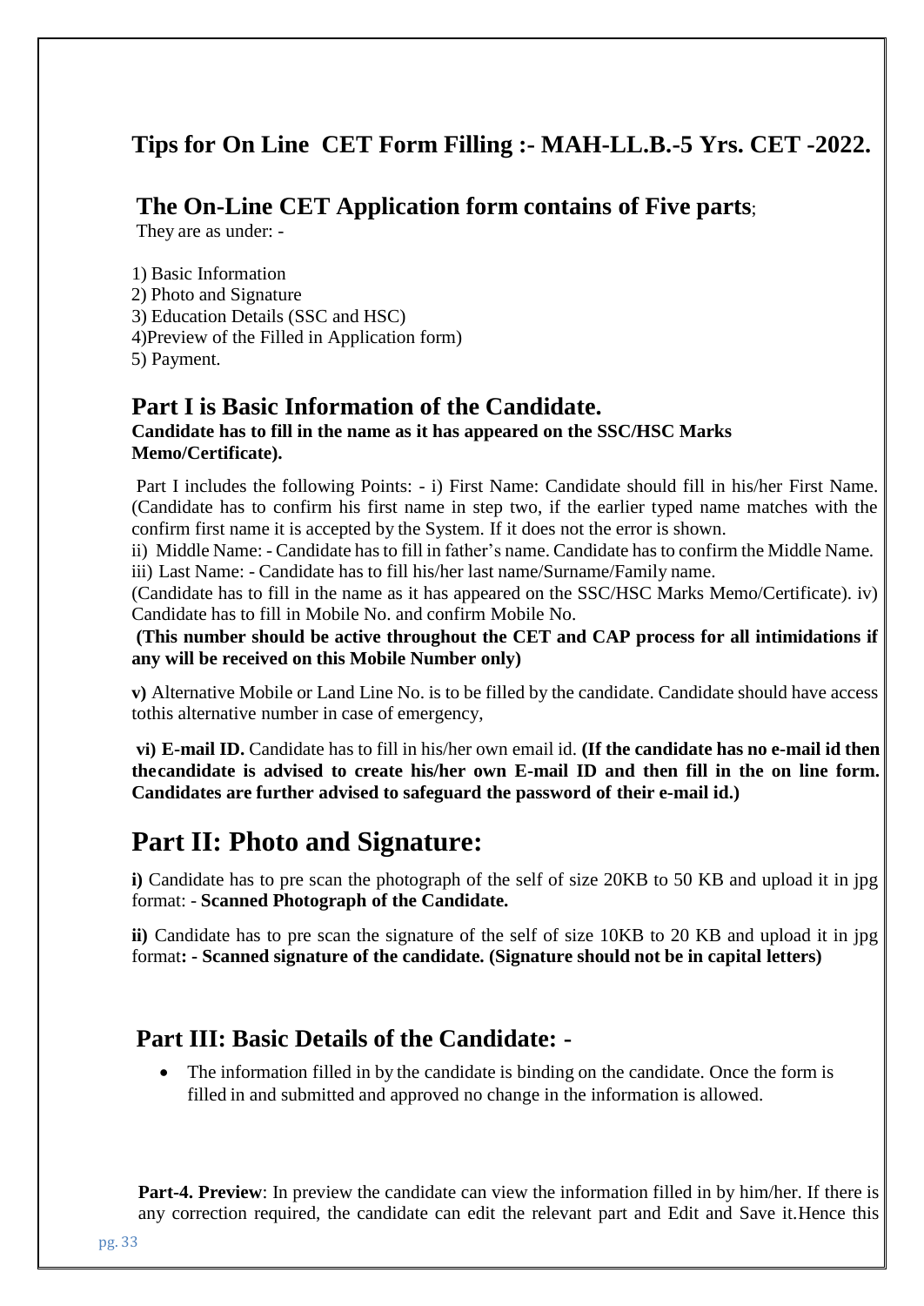## Tips for On Line CET Form Filling :- MAH-LL.B.-5 Yrs. CET -2022.

### The On-Line CET Application form contains of Five parts;

They are as under: -

1) Basic Information
2) Photo and Signature
3) Education Details (SSC and HSC)
4)Preview of the Filled in Application form)
5) Payment.

### Part I is Basic Information of the Candidate.

**Candidate has to fill in the name as it has appeared on the SSC/HSC Marks Memo/Certificate).**

Part I includes the following Points: - i) First Name: Candidate should fill in his/her First Name. (Candidate has to confirm his first name in step two, if the earlier typed name matches with the confirm first name it is accepted by the System. If it does not the error is shown.

ii) Middle Name: - Candidate has to fill in father's name. Candidate has to confirm the Middle Name.

iii) Last Name: - Candidate has to fill his/her last name/Surname/Family name.

(Candidate has to fill in the name as it has appeared on the SSC/HSC Marks Memo/Certificate). iv) Candidate has to fill in Mobile No. and confirm Mobile No.

**(This number should be active throughout the CET and CAP process for all intimidations if any will be received on this Mobile Number only)**

**v)** Alternative Mobile or Land Line No. is to be filled by the candidate. Candidate should have access tothis alternative number in case of emergency,

**vi) E-mail ID.** Candidate has to fill in his/her own email id. **(If the candidate has no e-mail id then thecandidate is advised to create his/her own E-mail ID and then fill in the on line form. Candidates are further advised to safeguard the password of their e-mail id.)**

## Part II: Photo and Signature:

**i)** Candidate has to pre scan the photograph of the self of size 20KB to 50 KB and upload it in jpg format: - **Scanned Photograph of the Candidate.**

**ii)** Candidate has to pre scan the signature of the self of size 10KB to 20 KB and upload it in jpg format**: - Scanned signature of the candidate. (Signature should not be in capital letters)**

### Part III: Basic Details of the Candidate: -

- The information filled in by the candidate is binding on the candidate. Once the form is filled in and submitted and approved no change in the information is allowed.

**Part-4. Preview**: In preview the candidate can view the information filled in by him/her. If there is any correction required, the candidate can edit the relevant part and Edit and Save it.Hence this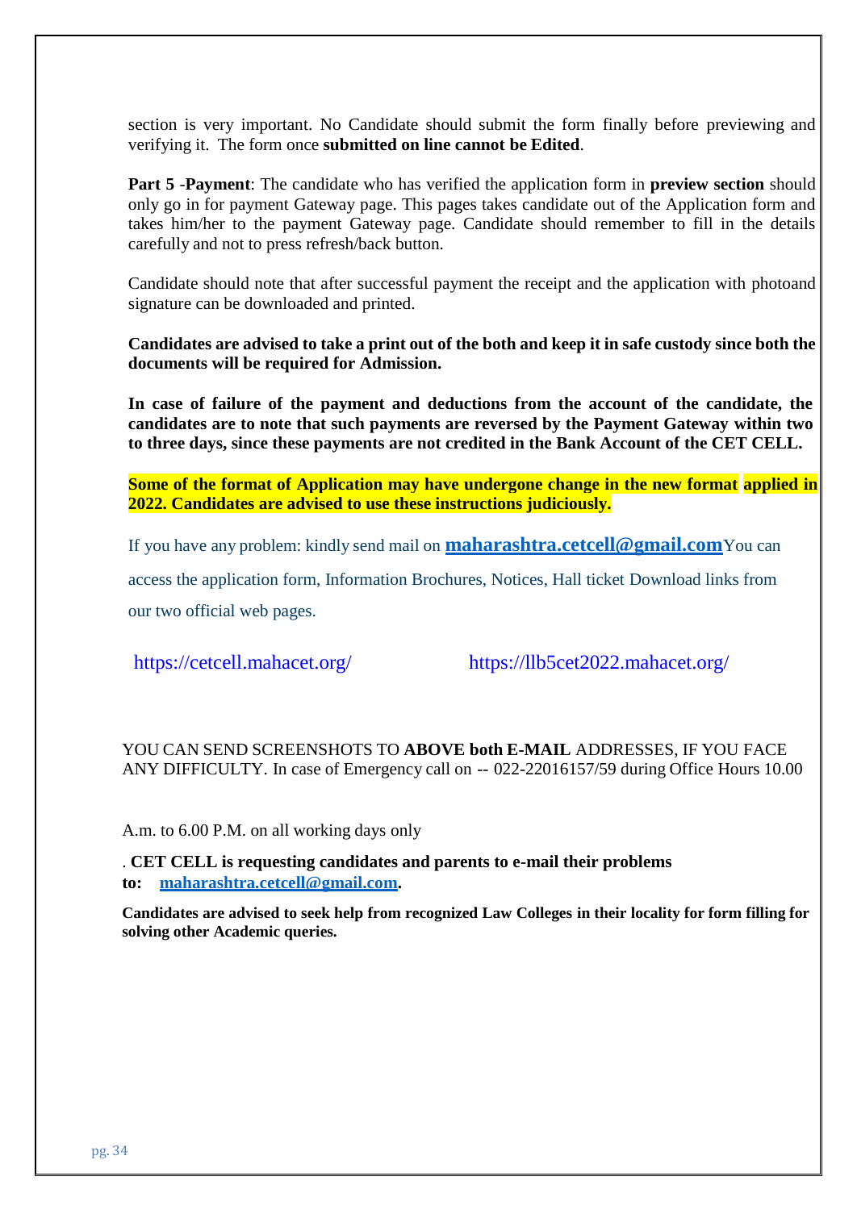section is very important. No Candidate should submit the form finally before previewing and verifying it. The form once **submitted on line cannot be Edited**.

**Part 5** -**Payment**: The candidate who has verified the application form in **preview section** should only go in for payment Gateway page. This pages takes candidate out of the Application form and takes him/her to the payment Gateway page. Candidate should remember to fill in the details carefully and not to press refresh/back button.

Candidate should note that after successful payment the receipt and the application with photoand signature can be downloaded and printed.

**Candidates are advised to take a print out of the both and keep it in safe custody since both the documents will be required for Admission.**

**In case of failure of the payment and deductions from the account of the candidate, the candidates are to note that such payments are reversed by the Payment Gateway within two to three days, since these payments are not credited in the Bank Account of the CET CELL.**

**Some of the format of Application may have undergone change in the new format applied in 2022. Candidates are advised to use these instructions judiciously.**

If you have any problem: kindly send mail on **maharashtra.cetcell@gmail.com**You can access the application form, Information Brochures, Notices, Hall ticket Download links from our two official web pages.

https://cetcell.mahacet.org/ https://llb5cet2022.mahacet.org/

YOU CAN SEND SCREENSHOTS TO **ABOVE both E-MAIL** ADDRESSES, IF YOU FACE ANY DIFFICULTY. In case of Emergency call on -- 022-22016157/59 during Office Hours 10.00

A.m. to 6.00 P.M. on all working days only

. **CET CELL is requesting candidates and parents to e-mail their problems to: maharashtra.cetcell@gmail.com.**

**Candidates are advised to seek help from recognized Law Colleges in their locality for form filling for solving other Academic queries.**